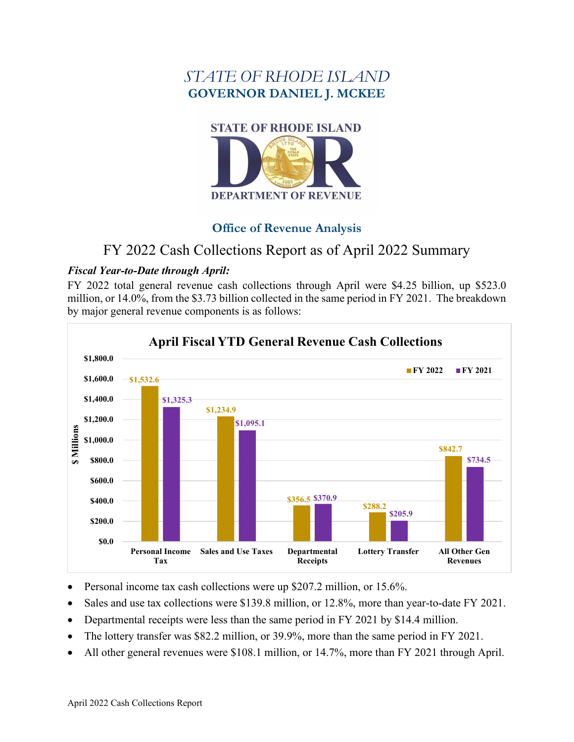# *STATE OF RHODE ISLAND*

## GOVERNOR DANIEL J. MCKEE

STATE OF RHODE ISLAND

DEPARTMENT OF REVENUE

### Office of Revenue Analysis

## FY 2022 Cash Collections Report as of April 2022 Summary

***Fiscal Year-to-Date through April:***

FY 2022 total general revenue cash collections through April were $4.25 billion, up $523.0 million, or 14.0%, from the $3.73 billion collected in the same period in FY 2021. The breakdown by major general revenue components is as follows:

**April Fiscal YTD General Revenue Cash Collections**

| $ Millions | FY 2022 | FY 2021 |
|---|---|---|
| Personal Income Tax | $1,532.6 | $1,325.3 |
| Sales and Use Taxes | $1,234.9 | $1,095.1 |
| Departmental Receipts | $356.5 | $370.9 |
| Lottery Transfer | $288.2 | $205.9 |
| All Other Gen Revenues | $842.7 | $734.5 |

- Personal income tax cash collections were up $207.2 million, or 15.6%.
- Sales and use tax collections were $139.8 million, or 12.8%, more than year-to-date FY 2021.
- Departmental receipts were less than the same period in FY 2021 by $14.4 million.
- The lottery transfer was $82.2 million, or 39.9%, more than the same period in FY 2021.
- All other general revenues were $108.1 million, or 14.7%, more than FY 2021 through April.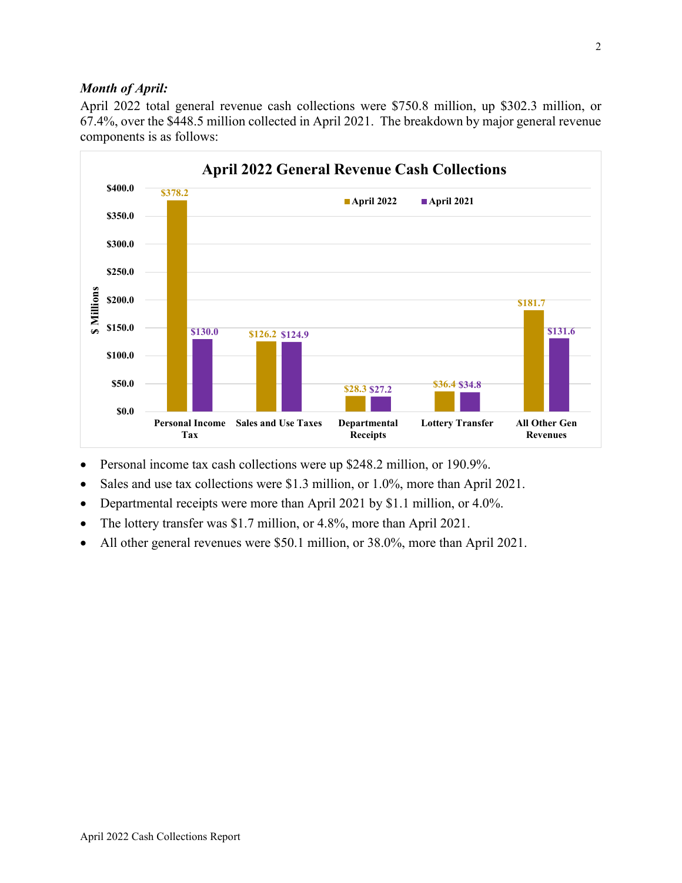***Month of April:***

April 2022 total general revenue cash collections were $750.8 million, up $302.3 million, or 67.4%, over the $448.5 million collected in April 2021. The breakdown by major general revenue components is as follows:

**April 2022 General Revenue Cash Collections**

| $ Millions | April 2022 | April 2021 |
|---|---|---|
| Personal Income Tax | $378.2 | $130.0 |
| Sales and Use Taxes | $126.2 | $124.9 |
| Departmental Receipts | $28.3 | $27.2 |
| Lottery Transfer | $36.4 | $34.8 |
| All Other Gen Revenues | $181.7 | $131.6 |

- Personal income tax cash collections were up $248.2 million, or 190.9%.
- Sales and use tax collections were $1.3 million, or 1.0%, more than April 2021.
- Departmental receipts were more than April 2021 by $1.1 million, or 4.0%.
- The lottery transfer was $1.7 million, or 4.8%, more than April 2021.
- All other general revenues were $50.1 million, or 38.0%, more than April 2021.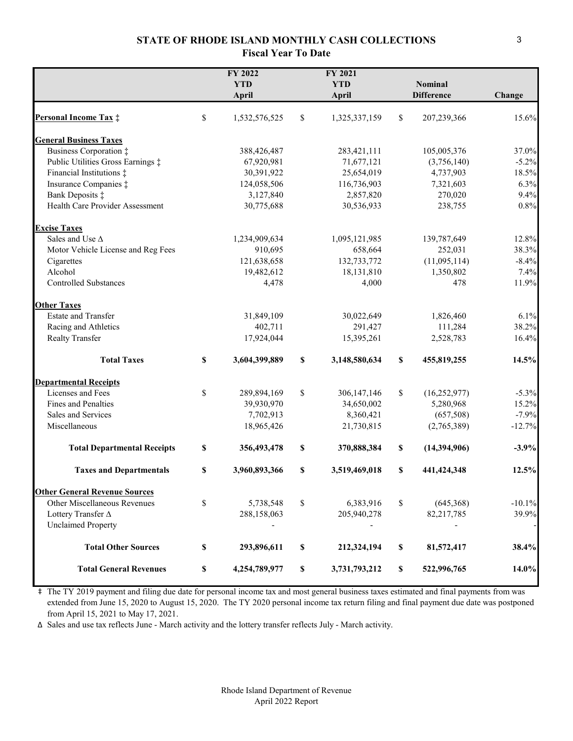## STATE OF RHODE ISLAND MONTHLY CASH COLLECTIONS
### Fiscal Year To Date

| | FY 2022 YTD April | FY 2021 YTD April | Nominal Difference | Change |
|---|---|---|---|---|
| **Personal Income Tax ‡** | $ 1,532,576,525 | $ 1,325,337,159 | $ 207,239,366 | 15.6% |
| **General Business Taxes** | | | | |
| Business Corporation ‡ | 388,426,487 | 283,421,111 | 105,005,376 | 37.0% |
| Public Utilities Gross Earnings ‡ | 67,920,981 | 71,677,121 | (3,756,140) | -5.2% |
| Financial Institutions ‡ | 30,391,922 | 25,654,019 | 4,737,903 | 18.5% |
| Insurance Companies ‡ | 124,058,506 | 116,736,903 | 7,321,603 | 6.3% |
| Bank Deposits ‡ | 3,127,840 | 2,857,820 | 270,020 | 9.4% |
| Health Care Provider Assessment | 30,775,688 | 30,536,933 | 238,755 | 0.8% |
| **Excise Taxes** | | | | |
| Sales and Use Δ | 1,234,909,634 | 1,095,121,985 | 139,787,649 | 12.8% |
| Motor Vehicle License and Reg Fees | 910,695 | 658,664 | 252,031 | 38.3% |
| Cigarettes | 121,638,658 | 132,733,772 | (11,095,114) | -8.4% |
| Alcohol | 19,482,612 | 18,131,810 | 1,350,802 | 7.4% |
| Controlled Substances | 4,478 | 4,000 | 478 | 11.9% |
| **Other Taxes** | | | | |
| Estate and Transfer | 31,849,109 | 30,022,649 | 1,826,460 | 6.1% |
| Racing and Athletics | 402,711 | 291,427 | 111,284 | 38.2% |
| Realty Transfer | 17,924,044 | 15,395,261 | 2,528,783 | 16.4% |
| **Total Taxes** | **$ 3,604,399,889** | **$ 3,148,580,634** | **$ 455,819,255** | **14.5%** |
| **Departmental Receipts** | | | | |
| Licenses and Fees | $ 289,894,169 | $ 306,147,146 | $ (16,252,977) | -5.3% |
| Fines and Penalties | 39,930,970 | 34,650,002 | 5,280,968 | 15.2% |
| Sales and Services | 7,702,913 | 8,360,421 | (657,508) | -7.9% |
| Miscellaneous | 18,965,426 | 21,730,815 | (2,765,389) | -12.7% |
| **Total Departmental Receipts** | **$ 356,493,478** | **$ 370,888,384** | **$ (14,394,906)** | **-3.9%** |
| **Taxes and Departmentals** | **$ 3,960,893,366** | **$ 3,519,469,018** | **$ 441,424,348** | **12.5%** |
| **Other General Revenue Sources** | | | | |
| Other Miscellaneous Revenues | $ 5,738,548 | $ 6,383,916 | $ (645,368) | -10.1% |
| Lottery Transfer Δ | 288,158,063 | 205,940,278 | 82,217,785 | 39.9% |
| Unclaimed Property | - | - | - | - |
| **Total Other Sources** | **$ 293,896,611** | **$ 212,324,194** | **$ 81,572,417** | **38.4%** |
| **Total General Revenues** | **$ 4,254,789,977** | **$ 3,731,793,212** | **$ 522,996,765** | **14.0%** |

‡ The TY 2019 payment and filing due date for personal income tax and most general business taxes estimated and final payments from was extended from June 15, 2020 to August 15, 2020. The TY 2020 personal income tax return filing and final payment due date was postponed from April 15, 2021 to May 17, 2021.

Δ Sales and use tax reflects June - March activity and the lottery transfer reflects July - March activity.

Rhode Island Department of Revenue
April 2022 Report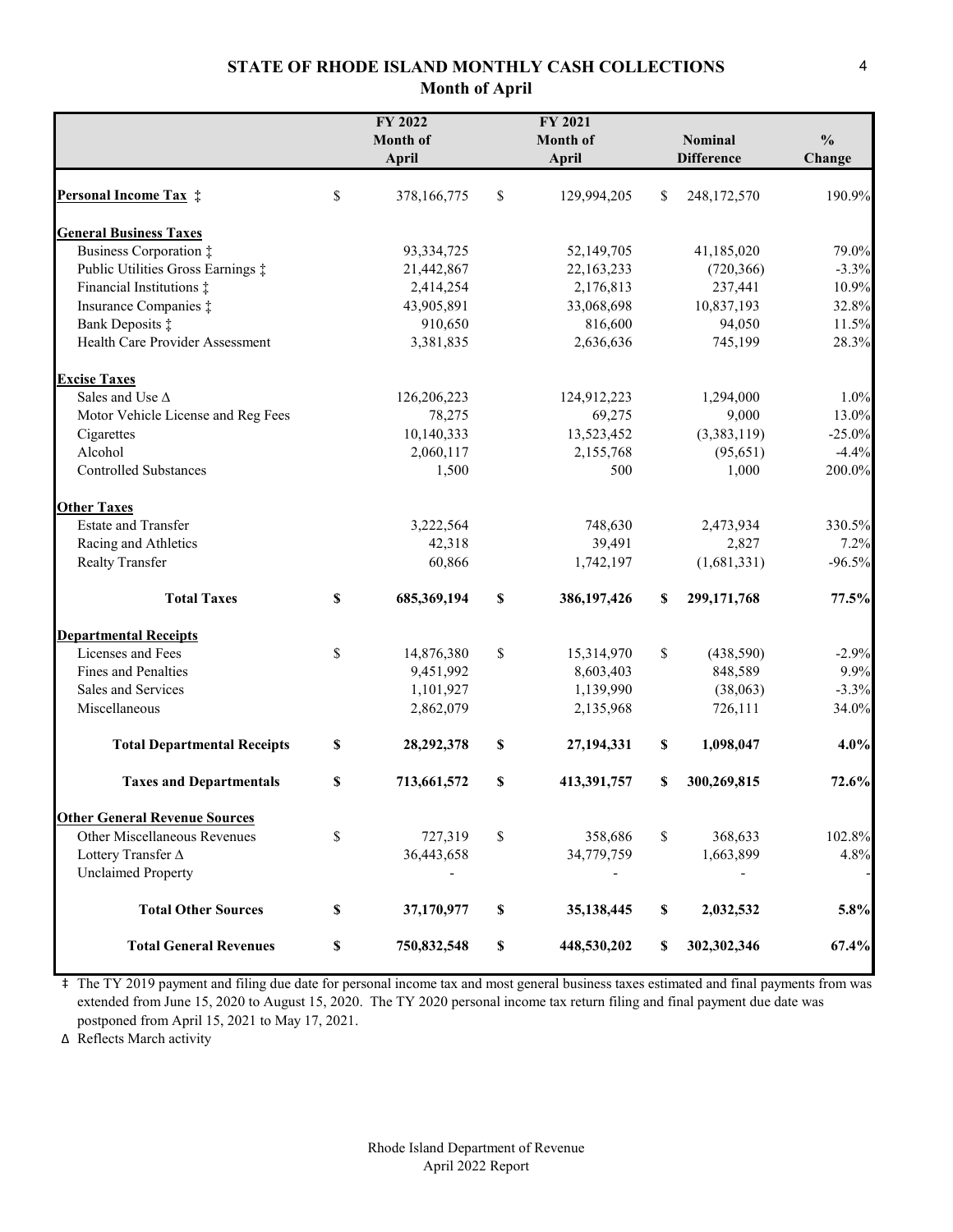## STATE OF RHODE ISLAND MONTHLY CASH COLLECTIONS
### Month of April

| | FY 2022 Month of April | FY 2021 Month of April | Nominal Difference | % Change |
|---|---|---|---|---|
| **Personal Income Tax ‡** | $ 378,166,775 | $ 129,994,205 | $ 248,172,570 | 190.9% |
| **General Business Taxes** | | | | |
| Business Corporation ‡ | 93,334,725 | 52,149,705 | 41,185,020 | 79.0% |
| Public Utilities Gross Earnings ‡ | 21,442,867 | 22,163,233 | (720,366) | -3.3% |
| Financial Institutions ‡ | 2,414,254 | 2,176,813 | 237,441 | 10.9% |
| Insurance Companies ‡ | 43,905,891 | 33,068,698 | 10,837,193 | 32.8% |
| Bank Deposits ‡ | 910,650 | 816,600 | 94,050 | 11.5% |
| Health Care Provider Assessment | 3,381,835 | 2,636,636 | 745,199 | 28.3% |
| **Excise Taxes** | | | | |
| Sales and Use Δ | 126,206,223 | 124,912,223 | 1,294,000 | 1.0% |
| Motor Vehicle License and Reg Fees | 78,275 | 69,275 | 9,000 | 13.0% |
| Cigarettes | 10,140,333 | 13,523,452 | (3,383,119) | -25.0% |
| Alcohol | 2,060,117 | 2,155,768 | (95,651) | -4.4% |
| Controlled Substances | 1,500 | 500 | 1,000 | 200.0% |
| **Other Taxes** | | | | |
| Estate and Transfer | 3,222,564 | 748,630 | 2,473,934 | 330.5% |
| Racing and Athletics | 42,318 | 39,491 | 2,827 | 7.2% |
| Realty Transfer | 60,866 | 1,742,197 | (1,681,331) | -96.5% |
| **Total Taxes** | **$ 685,369,194** | **$ 386,197,426** | **$ 299,171,768** | **77.5%** |
| **Departmental Receipts** | | | | |
| Licenses and Fees | $ 14,876,380 | $ 15,314,970 | $ (438,590) | -2.9% |
| Fines and Penalties | 9,451,992 | 8,603,403 | 848,589 | 9.9% |
| Sales and Services | 1,101,927 | 1,139,990 | (38,063) | -3.3% |
| Miscellaneous | 2,862,079 | 2,135,968 | 726,111 | 34.0% |
| **Total Departmental Receipts** | **$ 28,292,378** | **$ 27,194,331** | **$ 1,098,047** | **4.0%** |
| **Taxes and Departmentals** | **$ 713,661,572** | **$ 413,391,757** | **$ 300,269,815** | **72.6%** |
| **Other General Revenue Sources** | | | | |
| Other Miscellaneous Revenues | $ 727,319 | $ 358,686 | $ 368,633 | 102.8% |
| Lottery Transfer Δ | 36,443,658 | 34,779,759 | 1,663,899 | 4.8% |
| Unclaimed Property | - | - | - | - |
| **Total Other Sources** | **$ 37,170,977** | **$ 35,138,445** | **$ 2,032,532** | **5.8%** |
| **Total General Revenues** | **$ 750,832,548** | **$ 448,530,202** | **$ 302,302,346** | **67.4%** |

‡ The TY 2019 payment and filing due date for personal income tax and most general business taxes estimated and final payments from was extended from June 15, 2020 to August 15, 2020. The TY 2020 personal income tax return filing and final payment due date was postponed from April 15, 2021 to May 17, 2021.

Δ Reflects March activity

Rhode Island Department of Revenue
April 2022 Report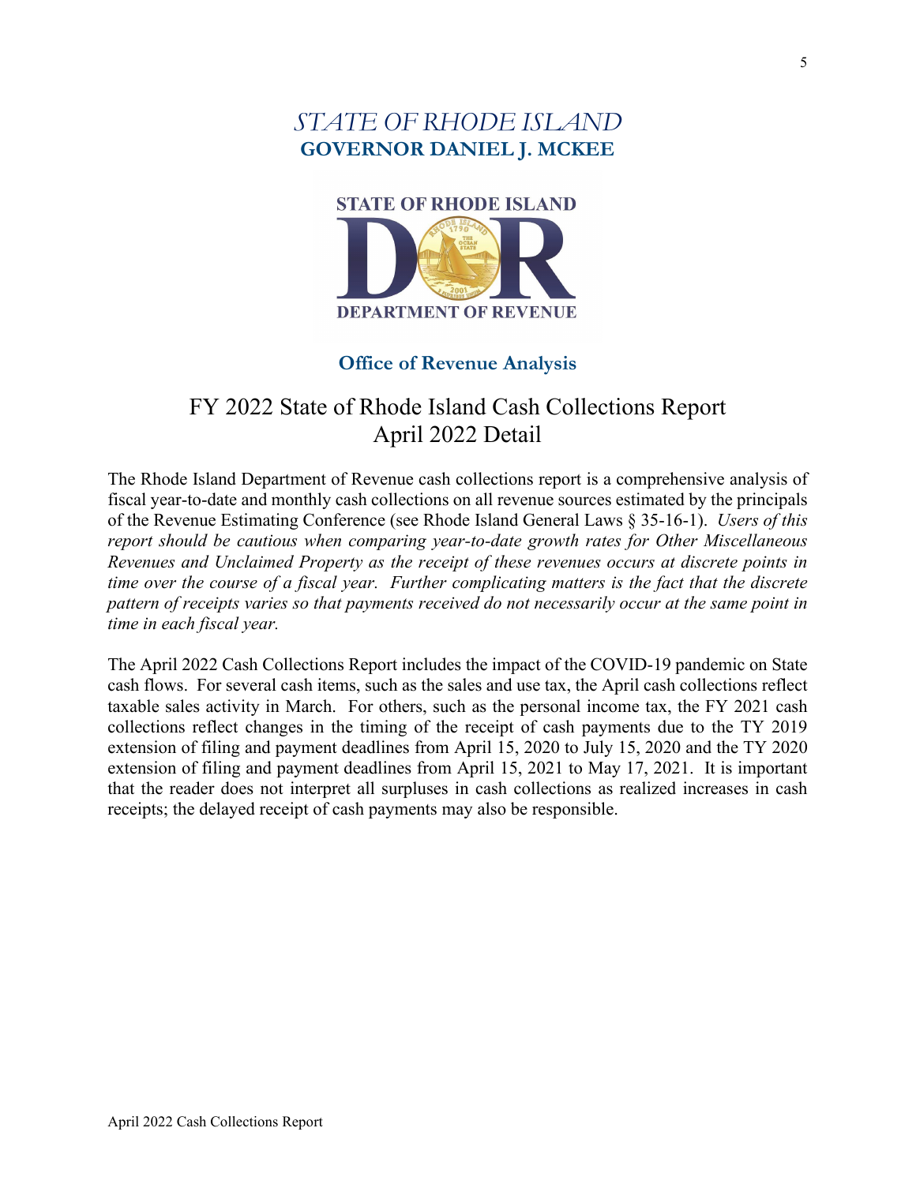# *STATE OF RHODE ISLAND*
## GOVERNOR DANIEL J. MCKEE

STATE OF RHODE ISLAND
DEPARTMENT OF REVENUE

### Office of Revenue Analysis

## FY 2022 State of Rhode Island Cash Collections Report
## April 2022 Detail

The Rhode Island Department of Revenue cash collections report is a comprehensive analysis of fiscal year-to-date and monthly cash collections on all revenue sources estimated by the principals of the Revenue Estimating Conference (see Rhode Island General Laws § 35-16-1). *Users of this report should be cautious when comparing year-to-date growth rates for Other Miscellaneous Revenues and Unclaimed Property as the receipt of these revenues occurs at discrete points in time over the course of a fiscal year. Further complicating matters is the fact that the discrete pattern of receipts varies so that payments received do not necessarily occur at the same point in time in each fiscal year.*

The April 2022 Cash Collections Report includes the impact of the COVID-19 pandemic on State cash flows. For several cash items, such as the sales and use tax, the April cash collections reflect taxable sales activity in March. For others, such as the personal income tax, the FY 2021 cash collections reflect changes in the timing of the receipt of cash payments due to the TY 2019 extension of filing and payment deadlines from April 15, 2020 to July 15, 2020 and the TY 2020 extension of filing and payment deadlines from April 15, 2021 to May 17, 2021. It is important that the reader does not interpret all surpluses in cash collections as realized increases in cash receipts; the delayed receipt of cash payments may also be responsible.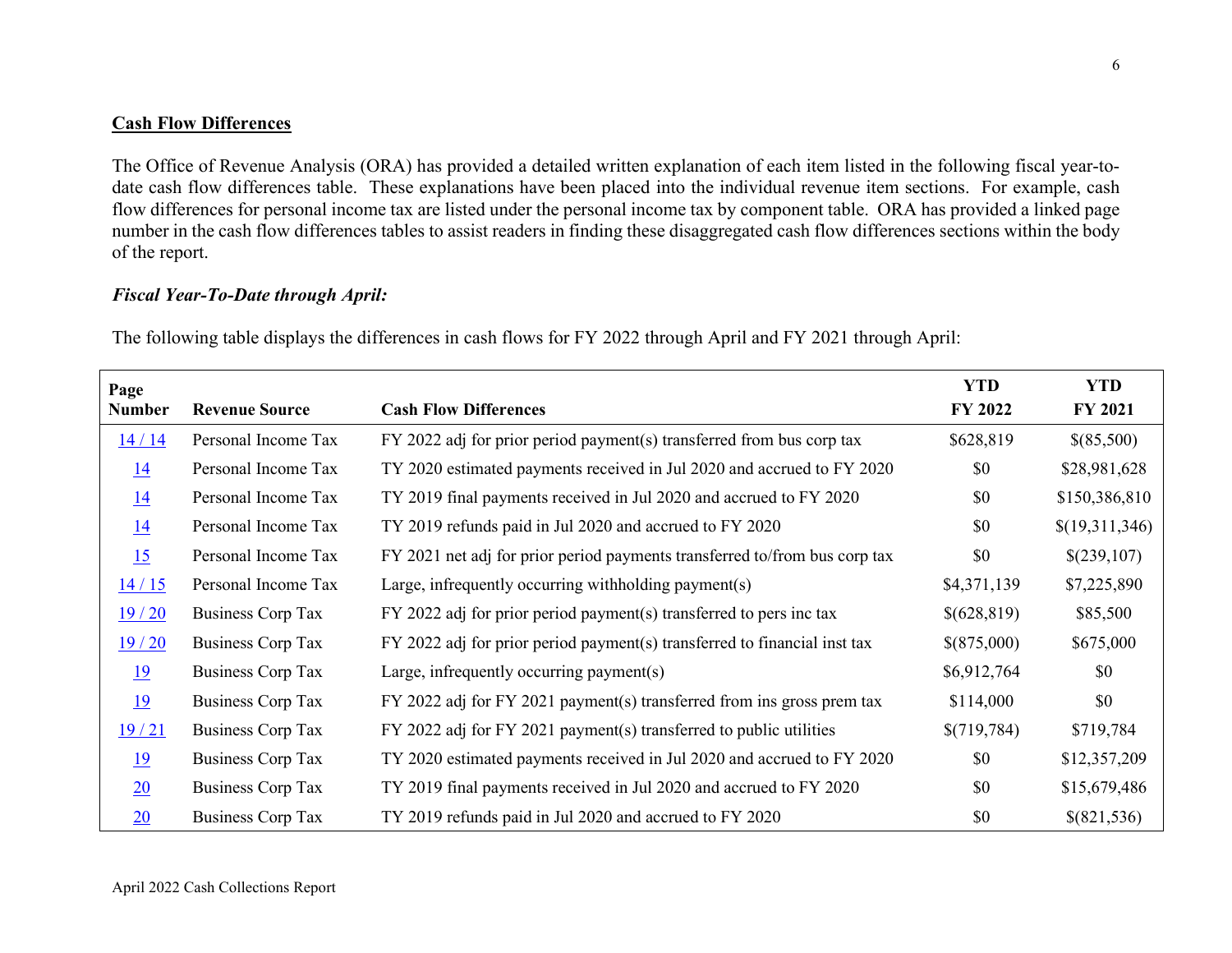## Cash Flow Differences

The Office of Revenue Analysis (ORA) has provided a detailed written explanation of each item listed in the following fiscal year-to-date cash flow differences table. These explanations have been placed into the individual revenue item sections. For example, cash flow differences for personal income tax are listed under the personal income tax by component table. ORA has provided a linked page number in the cash flow differences tables to assist readers in finding these disaggregated cash flow differences sections within the body of the report.

### *Fiscal Year-To-Date through April:*

The following table displays the differences in cash flows for FY 2022 through April and FY 2021 through April:

| Page Number | Revenue Source | Cash Flow Differences | YTD FY 2022 | YTD FY 2021 |
|---|---|---|---|---|
| 14 / 14 | Personal Income Tax | FY 2022 adj for prior period payment(s) transferred from bus corp tax | $628,819 | $(85,500) |
| 14 | Personal Income Tax | TY 2020 estimated payments received in Jul 2020 and accrued to FY 2020 | $0 | $28,981,628 |
| 14 | Personal Income Tax | TY 2019 final payments received in Jul 2020 and accrued to FY 2020 | $0 | $150,386,810 |
| 14 | Personal Income Tax | TY 2019 refunds paid in Jul 2020 and accrued to FY 2020 | $0 | $(19,311,346) |
| 15 | Personal Income Tax | FY 2021 net adj for prior period payments transferred to/from bus corp tax | $0 | $(239,107) |
| 14 / 15 | Personal Income Tax | Large, infrequently occurring withholding payment(s) | $4,371,139 | $7,225,890 |
| 19 / 20 | Business Corp Tax | FY 2022 adj for prior period payment(s) transferred to pers inc tax | $(628,819) | $85,500 |
| 19 / 20 | Business Corp Tax | FY 2022 adj for prior period payment(s) transferred to financial inst tax | $(875,000) | $675,000 |
| 19 | Business Corp Tax | Large, infrequently occurring payment(s) | $6,912,764 | $0 |
| 19 | Business Corp Tax | FY 2022 adj for FY 2021 payment(s) transferred from ins gross prem tax | $114,000 | $0 |
| 19 / 21 | Business Corp Tax | FY 2022 adj for FY 2021 payment(s) transferred to public utilities | $(719,784) | $719,784 |
| 19 | Business Corp Tax | TY 2020 estimated payments received in Jul 2020 and accrued to FY 2020 | $0 | $12,357,209 |
| 20 | Business Corp Tax | TY 2019 final payments received in Jul 2020 and accrued to FY 2020 | $0 | $15,679,486 |
| 20 | Business Corp Tax | TY 2019 refunds paid in Jul 2020 and accrued to FY 2020 | $0 | $(821,536) |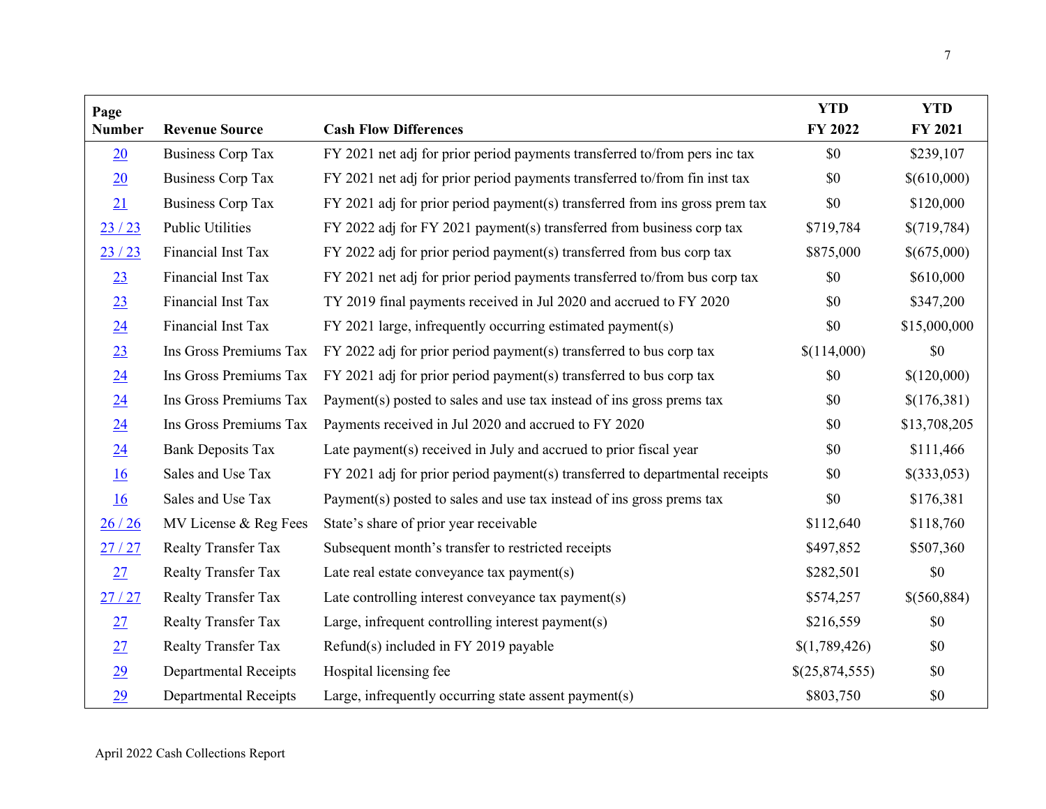| Page Number | Revenue Source | Cash Flow Differences | YTD FY 2022 | YTD FY 2021 |
|---|---|---|---|---|
| 20 | Business Corp Tax | FY 2021 net adj for prior period payments transferred to/from pers inc tax | $0 | $239,107 |
| 20 | Business Corp Tax | FY 2021 net adj for prior period payments transferred to/from fin inst tax | $0 | $(610,000) |
| 21 | Business Corp Tax | FY 2021 adj for prior period payment(s) transferred from ins gross prem tax | $0 | $120,000 |
| 23 / 23 | Public Utilities | FY 2022 adj for FY 2021 payment(s) transferred from business corp tax | $719,784 | $(719,784) |
| 23 / 23 | Financial Inst Tax | FY 2022 adj for prior period payment(s) transferred from bus corp tax | $875,000 | $(675,000) |
| 23 | Financial Inst Tax | FY 2021 net adj for prior period payments transferred to/from bus corp tax | $0 | $610,000 |
| 23 | Financial Inst Tax | TY 2019 final payments received in Jul 2020 and accrued to FY 2020 | $0 | $347,200 |
| 24 | Financial Inst Tax | FY 2021 large, infrequently occurring estimated payment(s) | $0 | $15,000,000 |
| 23 | Ins Gross Premiums Tax | FY 2022 adj for prior period payment(s) transferred to bus corp tax | $(114,000) | $0 |
| 24 | Ins Gross Premiums Tax | FY 2021 adj for prior period payment(s) transferred to bus corp tax | $0 | $(120,000) |
| 24 | Ins Gross Premiums Tax | Payment(s) posted to sales and use tax instead of ins gross prems tax | $0 | $(176,381) |
| 24 | Ins Gross Premiums Tax | Payments received in Jul 2020 and accrued to FY 2020 | $0 | $13,708,205 |
| 24 | Bank Deposits Tax | Late payment(s) received in July and accrued to prior fiscal year | $0 | $111,466 |
| 16 | Sales and Use Tax | FY 2021 adj for prior period payment(s) transferred to departmental receipts | $0 | $(333,053) |
| 16 | Sales and Use Tax | Payment(s) posted to sales and use tax instead of ins gross prems tax | $0 | $176,381 |
| 26 / 26 | MV License & Reg Fees | State's share of prior year receivable | $112,640 | $118,760 |
| 27 / 27 | Realty Transfer Tax | Subsequent month's transfer to restricted receipts | $497,852 | $507,360 |
| 27 | Realty Transfer Tax | Late real estate conveyance tax payment(s) | $282,501 | $0 |
| 27 / 27 | Realty Transfer Tax | Late controlling interest conveyance tax payment(s) | $574,257 | $(560,884) |
| 27 | Realty Transfer Tax | Large, infrequent controlling interest payment(s) | $216,559 | $0 |
| 27 | Realty Transfer Tax | Refund(s) included in FY 2019 payable | $(1,789,426) | $0 |
| 29 | Departmental Receipts | Hospital licensing fee | $(25,874,555) | $0 |
| 29 | Departmental Receipts | Large, infrequently occurring state assent payment(s) | $803,750 | $0 |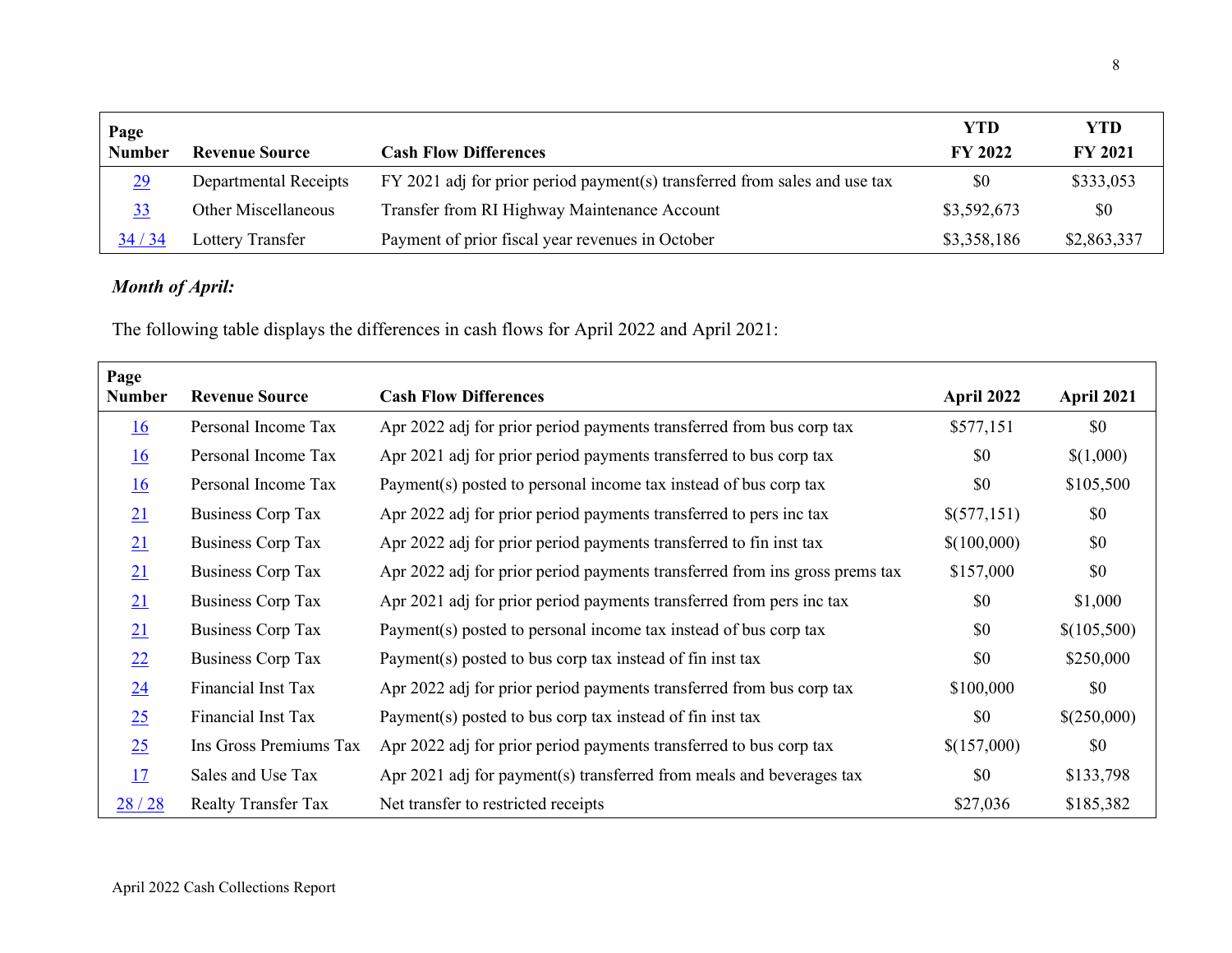| Page Number | Revenue Source | Cash Flow Differences | YTD FY 2022 | YTD FY 2021 |
|---|---|---|---|---|
| 29 | Departmental Receipts | FY 2021 adj for prior period payment(s) transferred from sales and use tax | $0 | $333,053 |
| 33 | Other Miscellaneous | Transfer from RI Highway Maintenance Account | $3,592,673 | $0 |
| 34 / 34 | Lottery Transfer | Payment of prior fiscal year revenues in October | $3,358,186 | $2,863,337 |

***Month of April:***

The following table displays the differences in cash flows for April 2022 and April 2021:

| Page Number | Revenue Source | Cash Flow Differences | April 2022 | April 2021 |
|---|---|---|---|---|
| 16 | Personal Income Tax | Apr 2022 adj for prior period payments transferred from bus corp tax | $577,151 | $0 |
| 16 | Personal Income Tax | Apr 2021 adj for prior period payments transferred to bus corp tax | $0 | $(1,000) |
| 16 | Personal Income Tax | Payment(s) posted to personal income tax instead of bus corp tax | $0 | $105,500 |
| 21 | Business Corp Tax | Apr 2022 adj for prior period payments transferred to pers inc tax | $(577,151) | $0 |
| 21 | Business Corp Tax | Apr 2022 adj for prior period payments transferred to fin inst tax | $(100,000) | $0 |
| 21 | Business Corp Tax | Apr 2022 adj for prior period payments transferred from ins gross prems tax | $157,000 | $0 |
| 21 | Business Corp Tax | Apr 2021 adj for prior period payments transferred from pers inc tax | $0 | $1,000 |
| 21 | Business Corp Tax | Payment(s) posted to personal income tax instead of bus corp tax | $0 | $(105,500) |
| 22 | Business Corp Tax | Payment(s) posted to bus corp tax instead of fin inst tax | $0 | $250,000 |
| 24 | Financial Inst Tax | Apr 2022 adj for prior period payments transferred from bus corp tax | $100,000 | $0 |
| 25 | Financial Inst Tax | Payment(s) posted to bus corp tax instead of fin inst tax | $0 | $(250,000) |
| 25 | Ins Gross Premiums Tax | Apr 2022 adj for prior period payments transferred to bus corp tax | $(157,000) | $0 |
| 17 | Sales and Use Tax | Apr 2021 adj for payment(s) transferred from meals and beverages tax | $0 | $133,798 |
| 28 / 28 | Realty Transfer Tax | Net transfer to restricted receipts | $27,036 | $185,382 |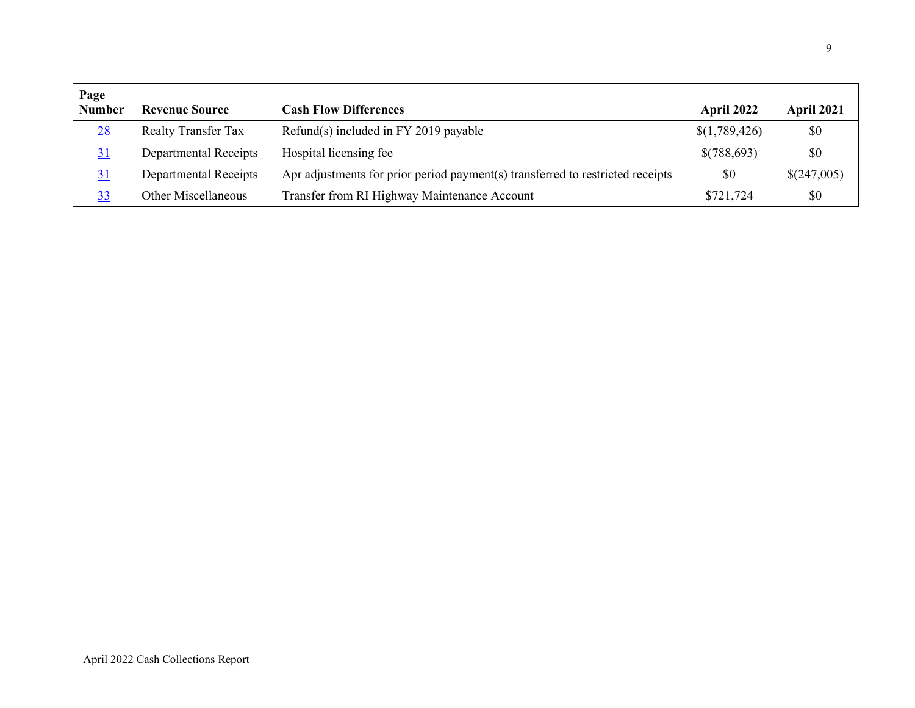| Page Number | Revenue Source | Cash Flow Differences | April 2022 | April 2021 |
|---|---|---|---|---|
| 28 | Realty Transfer Tax | Refund(s) included in FY 2019 payable | $(1,789,426) | $0 |
| 31 | Departmental Receipts | Hospital licensing fee | $(788,693) | $0 |
| 31 | Departmental Receipts | Apr adjustments for prior period payment(s) transferred to restricted receipts | $0 | $(247,005) |
| 33 | Other Miscellaneous | Transfer from RI Highway Maintenance Account | $721,724 | $0 |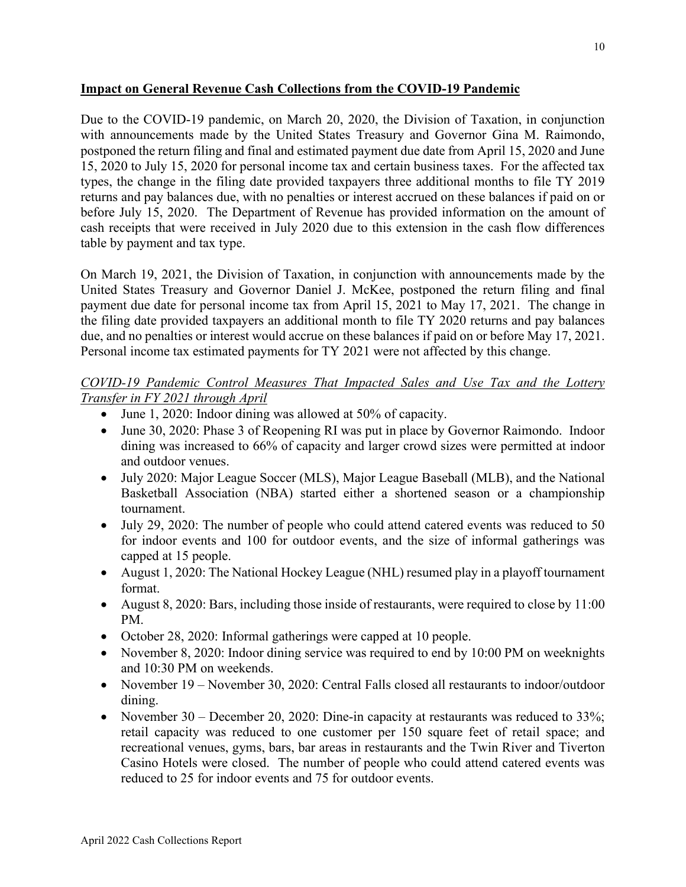## Impact on General Revenue Cash Collections from the COVID-19 Pandemic

Due to the COVID-19 pandemic, on March 20, 2020, the Division of Taxation, in conjunction with announcements made by the United States Treasury and Governor Gina M. Raimondo, postponed the return filing and final and estimated payment due date from April 15, 2020 and June 15, 2020 to July 15, 2020 for personal income tax and certain business taxes. For the affected tax types, the change in the filing date provided taxpayers three additional months to file TY 2019 returns and pay balances due, with no penalties or interest accrued on these balances if paid on or before July 15, 2020. The Department of Revenue has provided information on the amount of cash receipts that were received in July 2020 due to this extension in the cash flow differences table by payment and tax type.

On March 19, 2021, the Division of Taxation, in conjunction with announcements made by the United States Treasury and Governor Daniel J. McKee, postponed the return filing and final payment due date for personal income tax from April 15, 2021 to May 17, 2021. The change in the filing date provided taxpayers an additional month to file TY 2020 returns and pay balances due, and no penalties or interest would accrue on these balances if paid on or before May 17, 2021. Personal income tax estimated payments for TY 2021 were not affected by this change.

### *COVID-19 Pandemic Control Measures That Impacted Sales and Use Tax and the Lottery Transfer in FY 2021 through April*

- June 1, 2020: Indoor dining was allowed at 50% of capacity.
- June 30, 2020: Phase 3 of Reopening RI was put in place by Governor Raimondo. Indoor dining was increased to 66% of capacity and larger crowd sizes were permitted at indoor and outdoor venues.
- July 2020: Major League Soccer (MLS), Major League Baseball (MLB), and the National Basketball Association (NBA) started either a shortened season or a championship tournament.
- July 29, 2020: The number of people who could attend catered events was reduced to 50 for indoor events and 100 for outdoor events, and the size of informal gatherings was capped at 15 people.
- August 1, 2020: The National Hockey League (NHL) resumed play in a playoff tournament format.
- August 8, 2020: Bars, including those inside of restaurants, were required to close by 11:00 PM.
- October 28, 2020: Informal gatherings were capped at 10 people.
- November 8, 2020: Indoor dining service was required to end by 10:00 PM on weeknights and 10:30 PM on weekends.
- November 19 – November 30, 2020: Central Falls closed all restaurants to indoor/outdoor dining.
- November 30 – December 20, 2020: Dine-in capacity at restaurants was reduced to 33%; retail capacity was reduced to one customer per 150 square feet of retail space; and recreational venues, gyms, bars, bar areas in restaurants and the Twin River and Tiverton Casino Hotels were closed. The number of people who could attend catered events was reduced to 25 for indoor events and 75 for outdoor events.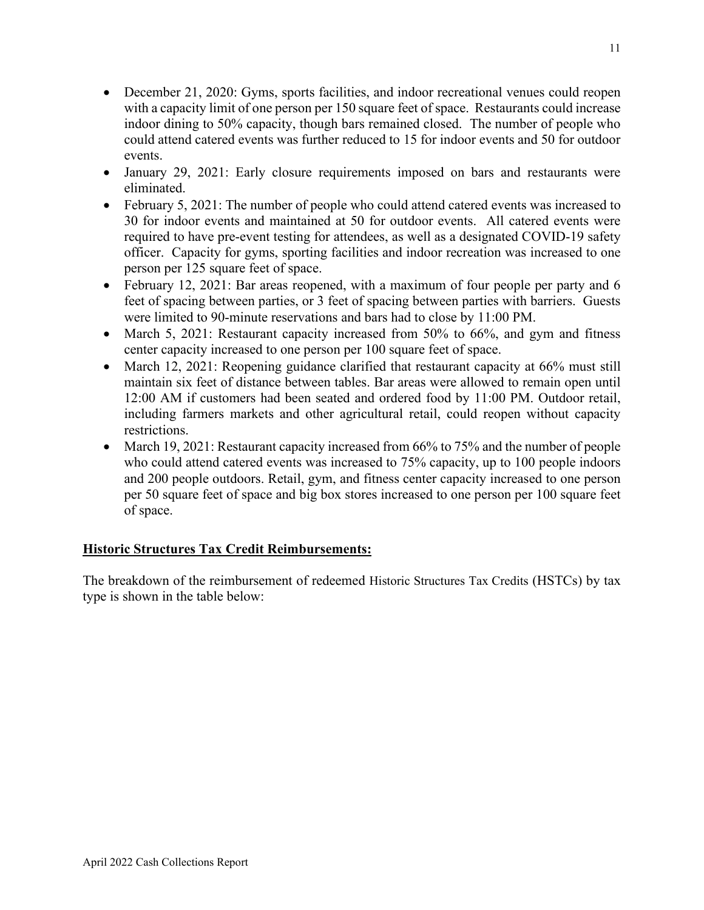- December 21, 2020: Gyms, sports facilities, and indoor recreational venues could reopen with a capacity limit of one person per 150 square feet of space. Restaurants could increase indoor dining to 50% capacity, though bars remained closed. The number of people who could attend catered events was further reduced to 15 for indoor events and 50 for outdoor events.
- January 29, 2021: Early closure requirements imposed on bars and restaurants were eliminated.
- February 5, 2021: The number of people who could attend catered events was increased to 30 for indoor events and maintained at 50 for outdoor events. All catered events were required to have pre-event testing for attendees, as well as a designated COVID-19 safety officer. Capacity for gyms, sporting facilities and indoor recreation was increased to one person per 125 square feet of space.
- February 12, 2021: Bar areas reopened, with a maximum of four people per party and 6 feet of spacing between parties, or 3 feet of spacing between parties with barriers. Guests were limited to 90-minute reservations and bars had to close by 11:00 PM.
- March 5, 2021: Restaurant capacity increased from 50% to 66%, and gym and fitness center capacity increased to one person per 100 square feet of space.
- March 12, 2021: Reopening guidance clarified that restaurant capacity at 66% must still maintain six feet of distance between tables. Bar areas were allowed to remain open until 12:00 AM if customers had been seated and ordered food by 11:00 PM. Outdoor retail, including farmers markets and other agricultural retail, could reopen without capacity restrictions.
- March 19, 2021: Restaurant capacity increased from 66% to 75% and the number of people who could attend catered events was increased to 75% capacity, up to 100 people indoors and 200 people outdoors. Retail, gym, and fitness center capacity increased to one person per 50 square feet of space and big box stores increased to one person per 100 square feet of space.

**Historic Structures Tax Credit Reimbursements:**

The breakdown of the reimbursement of redeemed Historic Structures Tax Credits (HSTCs) by tax type is shown in the table below: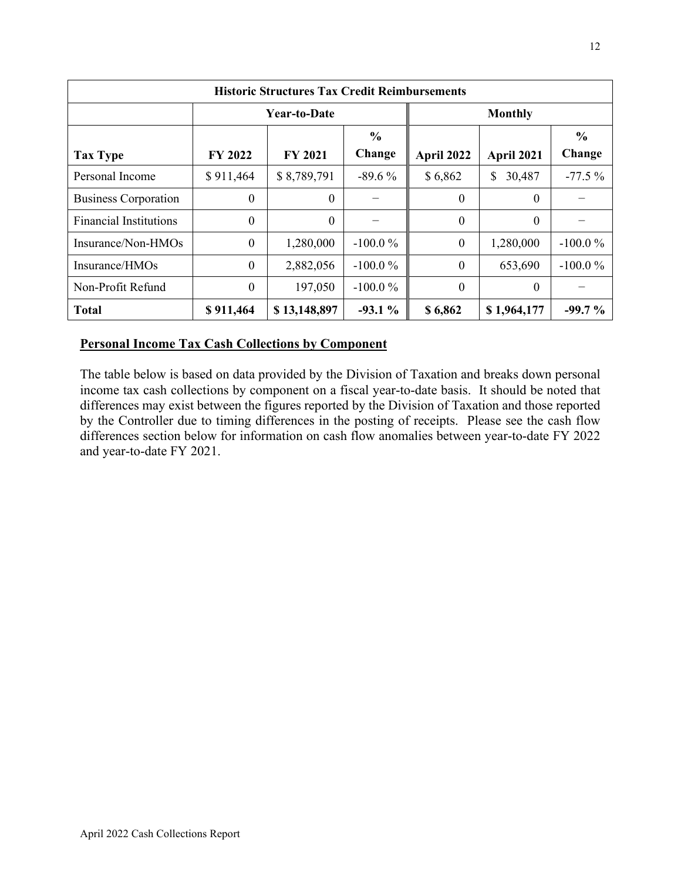| Historic Structures Tax Credit Reimbursements | | | | | | |
|---|---|---|---|---|---|---|
| | Year-to-Date | | | Monthly | | |
| **Tax Type** | **FY 2022** | **FY 2021** | **% Change** | **April 2022** | **April 2021** | **% Change** |
| Personal Income | $ 911,464 | $ 8,789,791 | -89.6 % | $ 6,862 | $ 30,487 | -77.5 % |
| Business Corporation | 0 | 0 | − | 0 | 0 | − |
| Financial Institutions | 0 | 0 | − | 0 | 0 | − |
| Insurance/Non-HMOs | 0 | 1,280,000 | -100.0 % | 0 | 1,280,000 | -100.0 % |
| Insurance/HMOs | 0 | 2,882,056 | -100.0 % | 0 | 653,690 | -100.0 % |
| Non-Profit Refund | 0 | 197,050 | -100.0 % | 0 | 0 | − |
| **Total** | **$ 911,464** | **$ 13,148,897** | **-93.1 %** | **$ 6,862** | **$ 1,964,177** | **-99.7 %** |

## Personal Income Tax Cash Collections by Component

The table below is based on data provided by the Division of Taxation and breaks down personal income tax cash collections by component on a fiscal year-to-date basis. It should be noted that differences may exist between the figures reported by the Division of Taxation and those reported by the Controller due to timing differences in the posting of receipts. Please see the cash flow differences section below for information on cash flow anomalies between year-to-date FY 2022 and year-to-date FY 2021.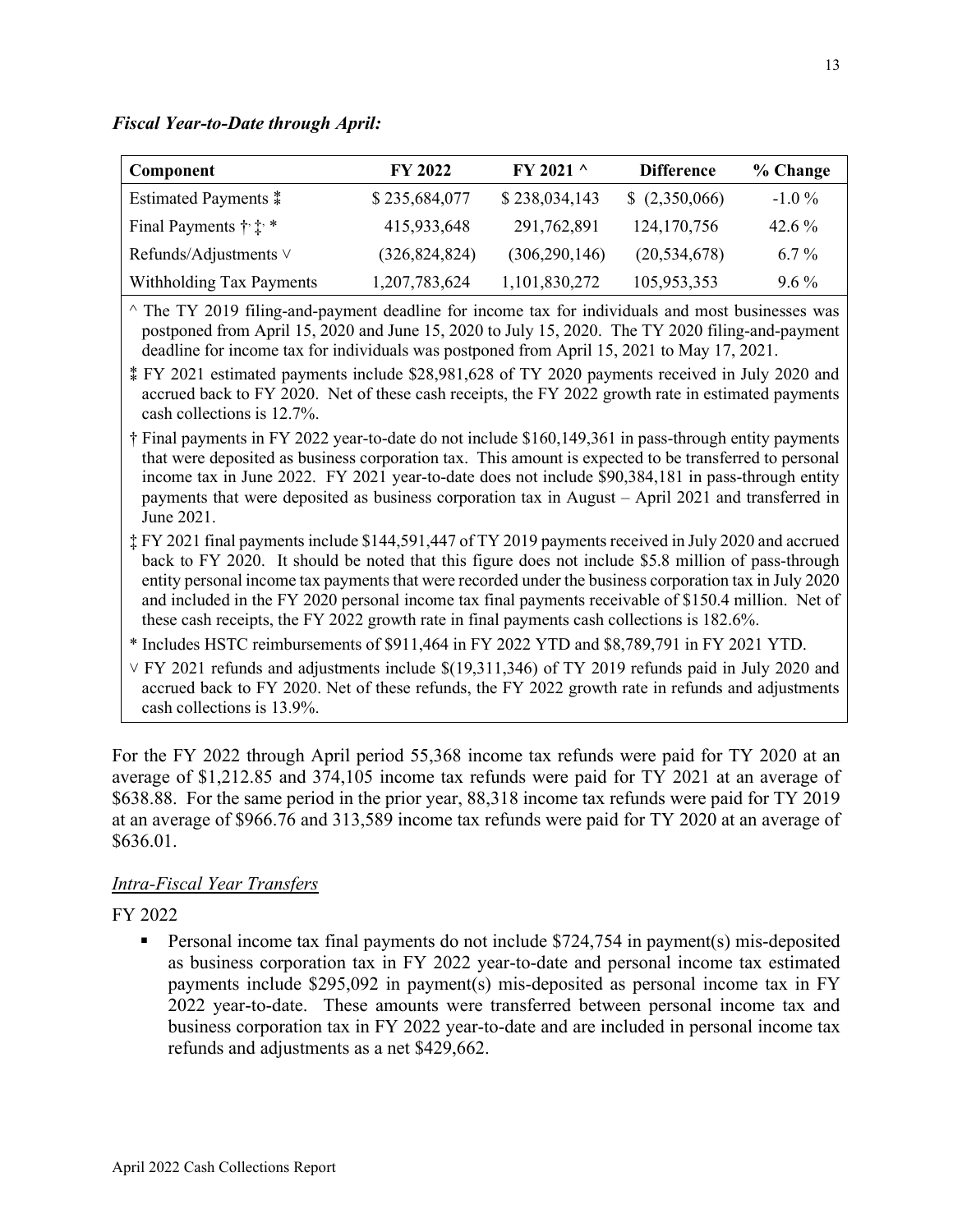***Fiscal Year-to-Date through April:***

| Component | FY 2022 | FY 2021 ^ | Difference | % Change |
|---|---|---|---|---|
| Estimated Payments ⁑ | $ 235,684,077 | $ 238,034,143 | $ (2,350,066) | -1.0 % |
| Final Payments † ‡ * | 415,933,648 | 291,762,891 | 124,170,756 | 42.6 % |
| Refunds/Adjustments ∨ | (326,824,824) | (306,290,146) | (20,534,678) | 6.7 % |
| Withholding Tax Payments | 1,207,783,624 | 1,101,830,272 | 105,953,353 | 9.6 % |

^ The TY 2019 filing-and-payment deadline for income tax for individuals and most businesses was postponed from April 15, 2020 and June 15, 2020 to July 15, 2020. The TY 2020 filing-and-payment deadline for income tax for individuals was postponed from April 15, 2021 to May 17, 2021.

⁑ FY 2021 estimated payments include $28,981,628 of TY 2020 payments received in July 2020 and accrued back to FY 2020. Net of these cash receipts, the FY 2022 growth rate in estimated payments cash collections is 12.7%.

† Final payments in FY 2022 year-to-date do not include $160,149,361 in pass-through entity payments that were deposited as business corporation tax. This amount is expected to be transferred to personal income tax in June 2022. FY 2021 year-to-date does not include $90,384,181 in pass-through entity payments that were deposited as business corporation tax in August – April 2021 and transferred in June 2021.

‡ FY 2021 final payments include $144,591,447 of TY 2019 payments received in July 2020 and accrued back to FY 2020. It should be noted that this figure does not include $5.8 million of pass-through entity personal income tax payments that were recorded under the business corporation tax in July 2020 and included in the FY 2020 personal income tax final payments receivable of $150.4 million. Net of these cash receipts, the FY 2022 growth rate in final payments cash collections is 182.6%.

* Includes HSTC reimbursements of $911,464 in FY 2022 YTD and $8,789,791 in FY 2021 YTD.

∨ FY 2021 refunds and adjustments include $(19,311,346) of TY 2019 refunds paid in July 2020 and accrued back to FY 2020. Net of these refunds, the FY 2022 growth rate in refunds and adjustments cash collections is 13.9%.

For the FY 2022 through April period 55,368 income tax refunds were paid for TY 2020 at an average of $1,212.85 and 374,105 income tax refunds were paid for TY 2021 at an average of $638.88. For the same period in the prior year, 88,318 income tax refunds were paid for TY 2019 at an average of $966.76 and 313,589 income tax refunds were paid for TY 2020 at an average of $636.01.

<u>*Intra-Fiscal Year Transfers*</u>

FY 2022

- Personal income tax final payments do not include $724,754 in payment(s) mis-deposited as business corporation tax in FY 2022 year-to-date and personal income tax estimated payments include $295,092 in payment(s) mis-deposited as personal income tax in FY 2022 year-to-date. These amounts were transferred between personal income tax and business corporation tax in FY 2022 year-to-date and are included in personal income tax refunds and adjustments as a net $429,662.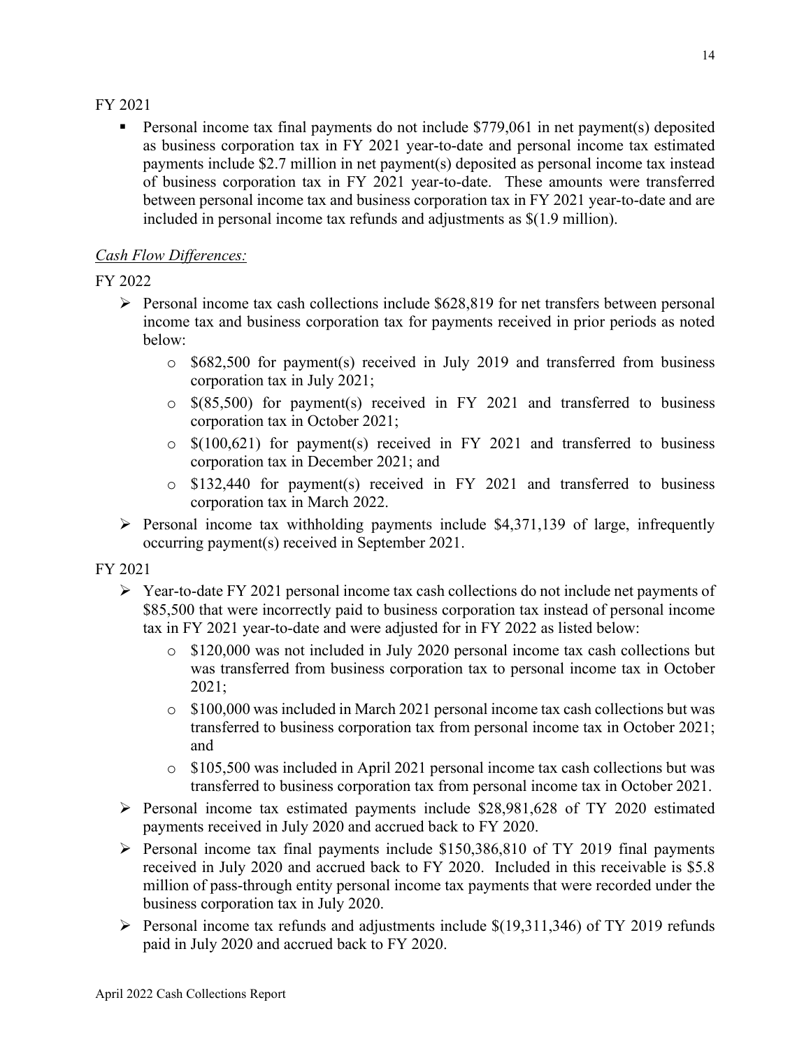FY 2021

- Personal income tax final payments do not include $779,061 in net payment(s) deposited as business corporation tax in FY 2021 year-to-date and personal income tax estimated payments include $2.7 million in net payment(s) deposited as personal income tax instead of business corporation tax in FY 2021 year-to-date. These amounts were transferred between personal income tax and business corporation tax in FY 2021 year-to-date and are included in personal income tax refunds and adjustments as $(1.9 million).

*Cash Flow Differences:*

FY 2022

- Personal income tax cash collections include $628,819 for net transfers between personal income tax and business corporation tax for payments received in prior periods as noted below:
  - $682,500 for payment(s) received in July 2019 and transferred from business corporation tax in July 2021;
  - $(85,500) for payment(s) received in FY 2021 and transferred to business corporation tax in October 2021;
  - $(100,621) for payment(s) received in FY 2021 and transferred to business corporation tax in December 2021; and
  - $132,440 for payment(s) received in FY 2021 and transferred to business corporation tax in March 2022.
- Personal income tax withholding payments include $4,371,139 of large, infrequently occurring payment(s) received in September 2021.

FY 2021

- Year-to-date FY 2021 personal income tax cash collections do not include net payments of $85,500 that were incorrectly paid to business corporation tax instead of personal income tax in FY 2021 year-to-date and were adjusted for in FY 2022 as listed below:
  - $120,000 was not included in July 2020 personal income tax cash collections but was transferred from business corporation tax to personal income tax in October 2021;
  - $100,000 was included in March 2021 personal income tax cash collections but was transferred to business corporation tax from personal income tax in October 2021; and
  - $105,500 was included in April 2021 personal income tax cash collections but was transferred to business corporation tax from personal income tax in October 2021.
- Personal income tax estimated payments include $28,981,628 of TY 2020 estimated payments received in July 2020 and accrued back to FY 2020.
- Personal income tax final payments include $150,386,810 of TY 2019 final payments received in July 2020 and accrued back to FY 2020. Included in this receivable is $5.8 million of pass-through entity personal income tax payments that were recorded under the business corporation tax in July 2020.
- Personal income tax refunds and adjustments include $(19,311,346) of TY 2019 refunds paid in July 2020 and accrued back to FY 2020.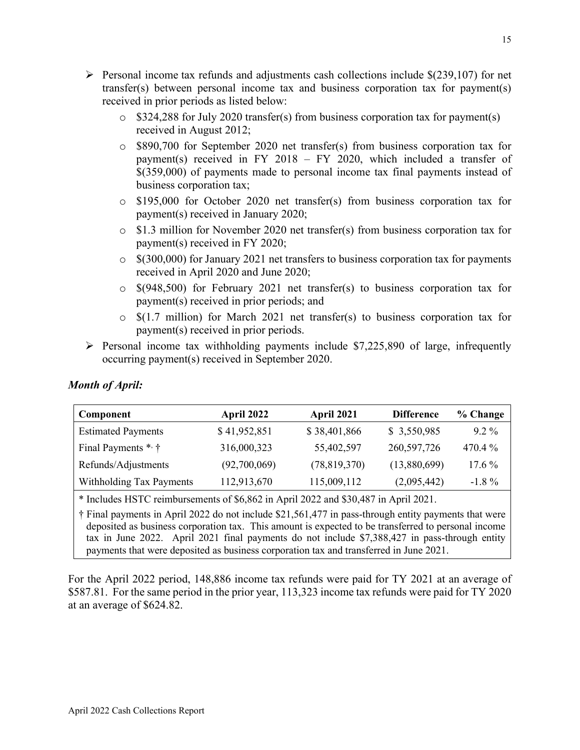- Personal income tax refunds and adjustments cash collections include $(239,107) for net transfer(s) between personal income tax and business corporation tax for payment(s) received in prior periods as listed below:
  - $324,288 for July 2020 transfer(s) from business corporation tax for payment(s) received in August 2012;
  - $890,700 for September 2020 net transfer(s) from business corporation tax for payment(s) received in FY 2018 – FY 2020, which included a transfer of $(359,000) of payments made to personal income tax final payments instead of business corporation tax;
  - $195,000 for October 2020 net transfer(s) from business corporation tax for payment(s) received in January 2020;
  - $1.3 million for November 2020 net transfer(s) from business corporation tax for payment(s) received in FY 2020;
  - $(300,000) for January 2021 net transfers to business corporation tax for payments received in April 2020 and June 2020;
  - $(948,500) for February 2021 net transfer(s) to business corporation tax for payment(s) received in prior periods; and
  - $(1.7 million) for March 2021 net transfer(s) to business corporation tax for payment(s) received in prior periods.
- Personal income tax withholding payments include $7,225,890 of large, infrequently occurring payment(s) received in September 2020.

***Month of April:***

| Component | April 2022 | April 2021 | Difference | % Change |
|---|---|---|---|---|
| Estimated Payments | $ 41,952,851 | $ 38,401,866 | $ 3,550,985 | 9.2 % |
| Final Payments *, † | 316,000,323 | 55,402,597 | 260,597,726 | 470.4 % |
| Refunds/Adjustments | (92,700,069) | (78,819,370) | (13,880,699) | 17.6 % |
| Withholding Tax Payments | 112,913,670 | 115,009,112 | (2,095,442) | -1.8 % |

\* Includes HSTC reimbursements of $6,862 in April 2022 and $30,487 in April 2021.

† Final payments in April 2022 do not include $21,561,477 in pass-through entity payments that were deposited as business corporation tax. This amount is expected to be transferred to personal income tax in June 2022. April 2021 final payments do not include $7,388,427 in pass-through entity payments that were deposited as business corporation tax and transferred in June 2021.

For the April 2022 period, 148,886 income tax refunds were paid for TY 2021 at an average of $587.81. For the same period in the prior year, 113,323 income tax refunds were paid for TY 2020 at an average of $624.82.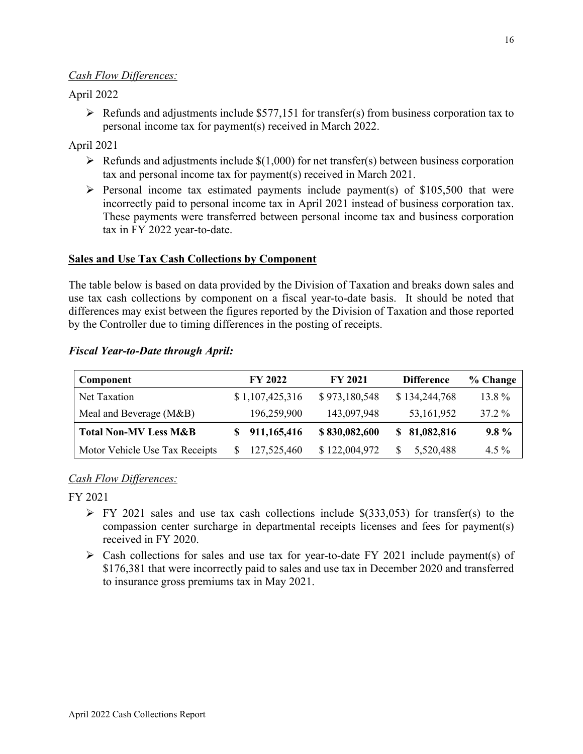*Cash Flow Differences:*

April 2022

- Refunds and adjustments include $577,151 for transfer(s) from business corporation tax to personal income tax for payment(s) received in March 2022.

April 2021

- Refunds and adjustments include $(1,000) for net transfer(s) between business corporation tax and personal income tax for payment(s) received in March 2021.
- Personal income tax estimated payments include payment(s) of $105,500 that were incorrectly paid to personal income tax in April 2021 instead of business corporation tax. These payments were transferred between personal income tax and business corporation tax in FY 2022 year-to-date.

**Sales and Use Tax Cash Collections by Component**

The table below is based on data provided by the Division of Taxation and breaks down sales and use tax cash collections by component on a fiscal year-to-date basis. It should be noted that differences may exist between the figures reported by the Division of Taxation and those reported by the Controller due to timing differences in the posting of receipts.

***Fiscal Year-to-Date through April:***

| Component | FY 2022 | FY 2021 | Difference | % Change |
|---|---|---|---|---|
| Net Taxation | $ 1,107,425,316 | $ 973,180,548 | $ 134,244,768 | 13.8 % |
| Meal and Beverage (M&B) | 196,259,900 | 143,097,948 | 53,161,952 | 37.2 % |
| **Total Non-MV Less M&B** | **$ 911,165,416** | **$ 830,082,600** | **$ 81,082,816** | **9.8 %** |
| Motor Vehicle Use Tax Receipts | $ 127,525,460 | $ 122,004,972 | $ 5,520,488 | 4.5 % |

*Cash Flow Differences:*

FY 2021

- FY 2021 sales and use tax cash collections include $(333,053) for transfer(s) to the compassion center surcharge in departmental receipts licenses and fees for payment(s) received in FY 2020.
- Cash collections for sales and use tax for year-to-date FY 2021 include payment(s) of $176,381 that were incorrectly paid to sales and use tax in December 2020 and transferred to insurance gross premiums tax in May 2021.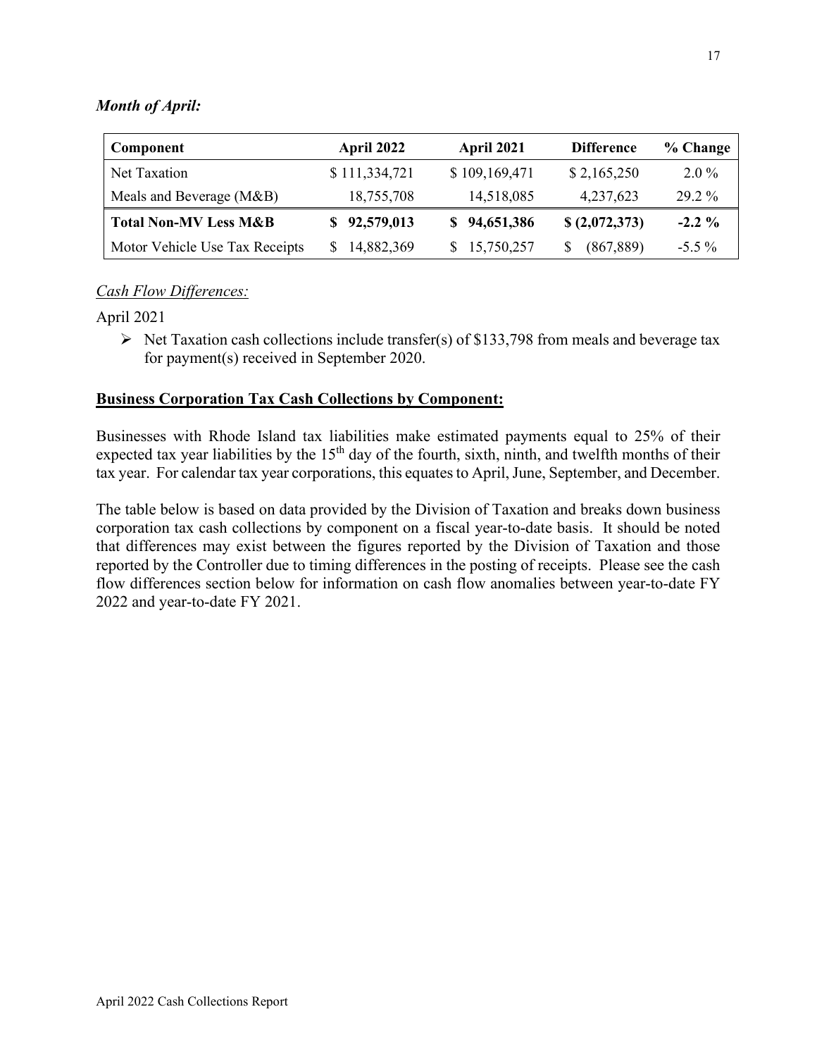*Month of April:*

| Component | April 2022 | April 2021 | Difference | % Change |
|---|---|---|---|---|
| Net Taxation | $ 111,334,721 | $ 109,169,471 | $ 2,165,250 | 2.0 % |
| Meals and Beverage (M&B) | 18,755,708 | 14,518,085 | 4,237,623 | 29.2 % |
| **Total Non-MV Less M&B** | **$ 92,579,013** | **$ 94,651,386** | **$ (2,072,373)** | **-2.2 %** |
| Motor Vehicle Use Tax Receipts | $ 14,882,369 | $ 15,750,257 | $ (867,889) | -5.5 % |

<u>*Cash Flow Differences:*</u>

April 2021

- Net Taxation cash collections include transfer(s) of $133,798 from meals and beverage tax for payment(s) received in September 2020.

**<u>Business Corporation Tax Cash Collections by Component:</u>**

Businesses with Rhode Island tax liabilities make estimated payments equal to 25% of their expected tax year liabilities by the 15th day of the fourth, sixth, ninth, and twelfth months of their tax year. For calendar tax year corporations, this equates to April, June, September, and December.

The table below is based on data provided by the Division of Taxation and breaks down business corporation tax cash collections by component on a fiscal year-to-date basis. It should be noted that differences may exist between the figures reported by the Division of Taxation and those reported by the Controller due to timing differences in the posting of receipts. Please see the cash flow differences section below for information on cash flow anomalies between year-to-date FY 2022 and year-to-date FY 2021.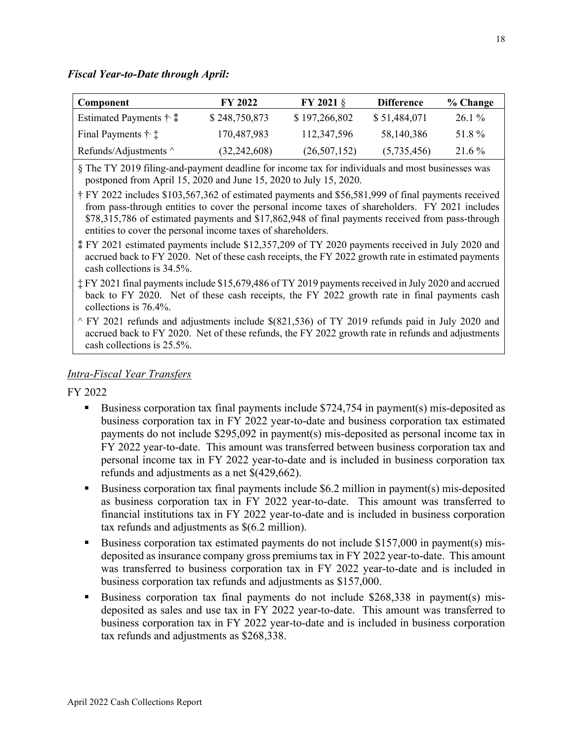### *Fiscal Year-to-Date through April:*

| Component | FY 2022 | FY 2021 § | Difference | % Change |
|---|---|---|---|---|
| Estimated Payments †, ⁑ | $ 248,750,873 | $ 197,266,802 | $ 51,484,071 | 26.1 % |
| Final Payments †, ‡ | 170,487,983 | 112,347,596 | 58,140,386 | 51.8 % |
| Refunds/Adjustments ^ | (32,242,608) | (26,507,152) | (5,735,456) | 21.6 % |

§ The TY 2019 filing-and-payment deadline for income tax for individuals and most businesses was postponed from April 15, 2020 and June 15, 2020 to July 15, 2020.

† FY 2022 includes $103,567,362 of estimated payments and $56,581,999 of final payments received from pass-through entities to cover the personal income taxes of shareholders. FY 2021 includes $78,315,786 of estimated payments and $17,862,948 of final payments received from pass-through entities to cover the personal income taxes of shareholders.

⁑ FY 2021 estimated payments include $12,357,209 of TY 2020 payments received in July 2020 and accrued back to FY 2020. Net of these cash receipts, the FY 2022 growth rate in estimated payments cash collections is 34.5%.

‡ FY 2021 final payments include $15,679,486 of TY 2019 payments received in July 2020 and accrued back to FY 2020. Net of these cash receipts, the FY 2022 growth rate in final payments cash collections is 76.4%.

^ FY 2021 refunds and adjustments include $(821,536) of TY 2019 refunds paid in July 2020 and accrued back to FY 2020. Net of these refunds, the FY 2022 growth rate in refunds and adjustments cash collections is 25.5%.

#### *Intra-Fiscal Year Transfers*

FY 2022

- Business corporation tax final payments include $724,754 in payment(s) mis-deposited as business corporation tax in FY 2022 year-to-date and business corporation tax estimated payments do not include $295,092 in payment(s) mis-deposited as personal income tax in FY 2022 year-to-date. This amount was transferred between business corporation tax and personal income tax in FY 2022 year-to-date and is included in business corporation tax refunds and adjustments as a net $(429,662).
- Business corporation tax final payments include $6.2 million in payment(s) mis-deposited as business corporation tax in FY 2022 year-to-date. This amount was transferred to financial institutions tax in FY 2022 year-to-date and is included in business corporation tax refunds and adjustments as $(6.2 million).
- Business corporation tax estimated payments do not include $157,000 in payment(s) mis-deposited as insurance company gross premiums tax in FY 2022 year-to-date. This amount was transferred to business corporation tax in FY 2022 year-to-date and is included in business corporation tax refunds and adjustments as $157,000.
- Business corporation tax final payments do not include $268,338 in payment(s) mis-deposited as sales and use tax in FY 2022 year-to-date. This amount was transferred to business corporation tax in FY 2022 year-to-date and is included in business corporation tax refunds and adjustments as $268,338.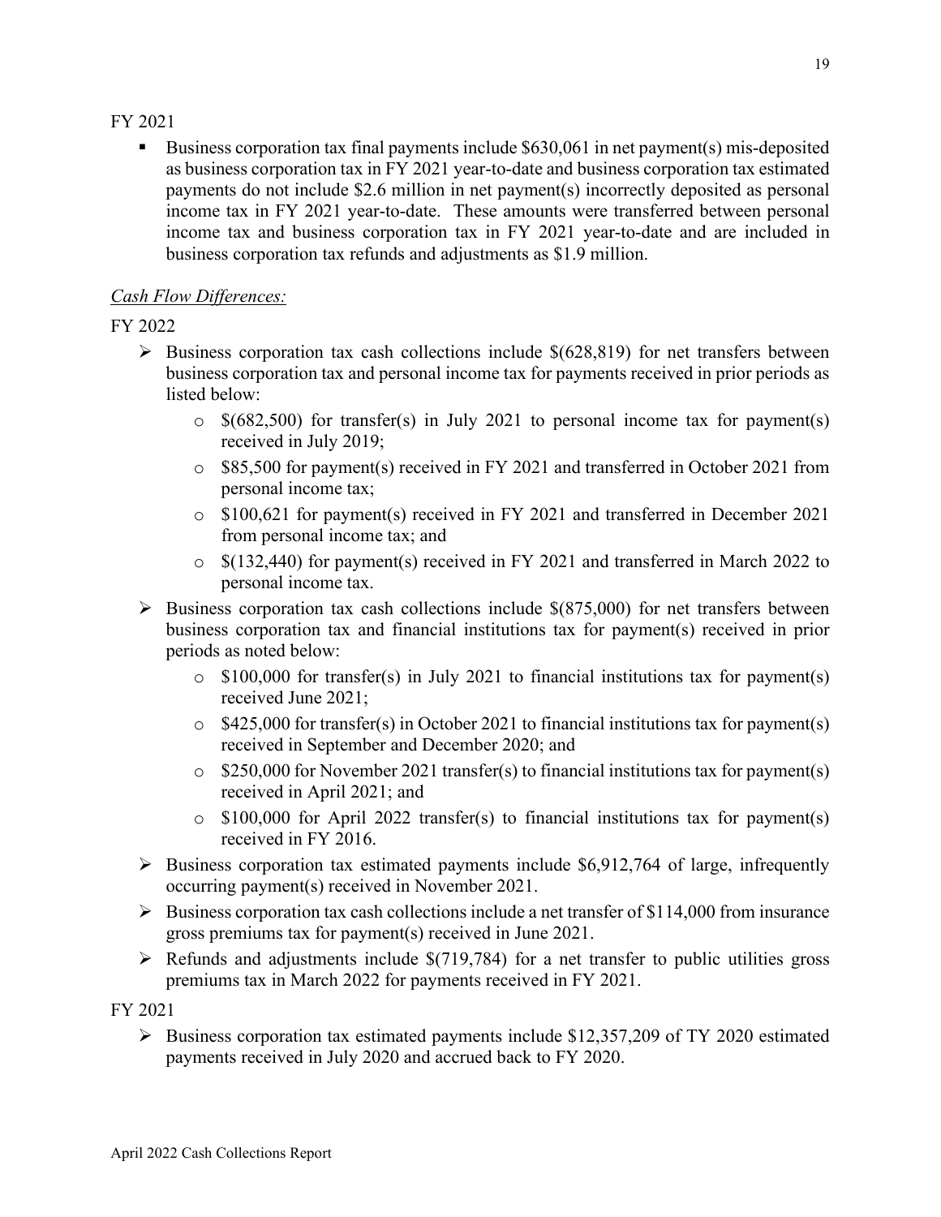FY 2021

- Business corporation tax final payments include $630,061 in net payment(s) mis-deposited as business corporation tax in FY 2021 year-to-date and business corporation tax estimated payments do not include $2.6 million in net payment(s) incorrectly deposited as personal income tax in FY 2021 year-to-date. These amounts were transferred between personal income tax and business corporation tax in FY 2021 year-to-date and are included in business corporation tax refunds and adjustments as $1.9 million.

*Cash Flow Differences:*

FY 2022

- Business corporation tax cash collections include $(628,819) for net transfers between business corporation tax and personal income tax for payments received in prior periods as listed below:
  - $(682,500) for transfer(s) in July 2021 to personal income tax for payment(s) received in July 2019;
  - $85,500 for payment(s) received in FY 2021 and transferred in October 2021 from personal income tax;
  - $100,621 for payment(s) received in FY 2021 and transferred in December 2021 from personal income tax; and
  - $(132,440) for payment(s) received in FY 2021 and transferred in March 2022 to personal income tax.
- Business corporation tax cash collections include $(875,000) for net transfers between business corporation tax and financial institutions tax for payment(s) received in prior periods as noted below:
  - $100,000 for transfer(s) in July 2021 to financial institutions tax for payment(s) received June 2021;
  - $425,000 for transfer(s) in October 2021 to financial institutions tax for payment(s) received in September and December 2020; and
  - $250,000 for November 2021 transfer(s) to financial institutions tax for payment(s) received in April 2021; and
  - $100,000 for April 2022 transfer(s) to financial institutions tax for payment(s) received in FY 2016.
- Business corporation tax estimated payments include $6,912,764 of large, infrequently occurring payment(s) received in November 2021.
- Business corporation tax cash collections include a net transfer of $114,000 from insurance gross premiums tax for payment(s) received in June 2021.
- Refunds and adjustments include $(719,784) for a net transfer to public utilities gross premiums tax in March 2022 for payments received in FY 2021.

FY 2021

- Business corporation tax estimated payments include $12,357,209 of TY 2020 estimated payments received in July 2020 and accrued back to FY 2020.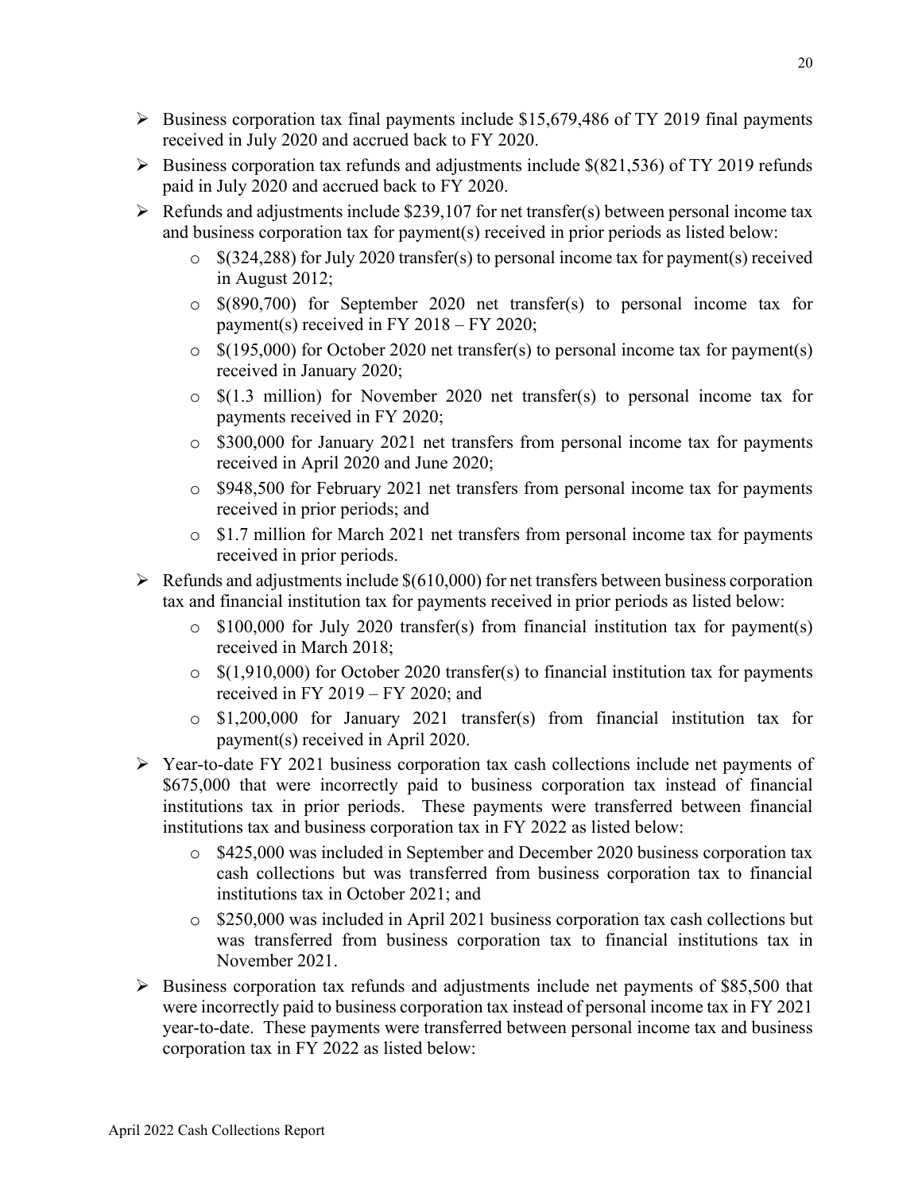- Business corporation tax final payments include $15,679,486 of TY 2019 final payments received in July 2020 and accrued back to FY 2020.
- Business corporation tax refunds and adjustments include $(821,536) of TY 2019 refunds paid in July 2020 and accrued back to FY 2020.
- Refunds and adjustments include $239,107 for net transfer(s) between personal income tax and business corporation tax for payment(s) received in prior periods as listed below:
  - $(324,288) for July 2020 transfer(s) to personal income tax for payment(s) received in August 2012;
  - $(890,700) for September 2020 net transfer(s) to personal income tax for payment(s) received in FY 2018 – FY 2020;
  - $(195,000) for October 2020 net transfer(s) to personal income tax for payment(s) received in January 2020;
  - $(1.3 million) for November 2020 net transfer(s) to personal income tax for payments received in FY 2020;
  - $300,000 for January 2021 net transfers from personal income tax for payments received in April 2020 and June 2020;
  - $948,500 for February 2021 net transfers from personal income tax for payments received in prior periods; and
  - $1.7 million for March 2021 net transfers from personal income tax for payments received in prior periods.
- Refunds and adjustments include $(610,000) for net transfers between business corporation tax and financial institution tax for payments received in prior periods as listed below:
  - $100,000 for July 2020 transfer(s) from financial institution tax for payment(s) received in March 2018;
  - $(1,910,000) for October 2020 transfer(s) to financial institution tax for payments received in FY 2019 – FY 2020; and
  - $1,200,000 for January 2021 transfer(s) from financial institution tax for payment(s) received in April 2020.
- Year-to-date FY 2021 business corporation tax cash collections include net payments of $675,000 that were incorrectly paid to business corporation tax instead of financial institutions tax in prior periods. These payments were transferred between financial institutions tax and business corporation tax in FY 2022 as listed below:
  - $425,000 was included in September and December 2020 business corporation tax cash collections but was transferred from business corporation tax to financial institutions tax in October 2021; and
  - $250,000 was included in April 2021 business corporation tax cash collections but was transferred from business corporation tax to financial institutions tax in November 2021.
- Business corporation tax refunds and adjustments include net payments of $85,500 that were incorrectly paid to business corporation tax instead of personal income tax in FY 2021 year-to-date. These payments were transferred between personal income tax and business corporation tax in FY 2022 as listed below: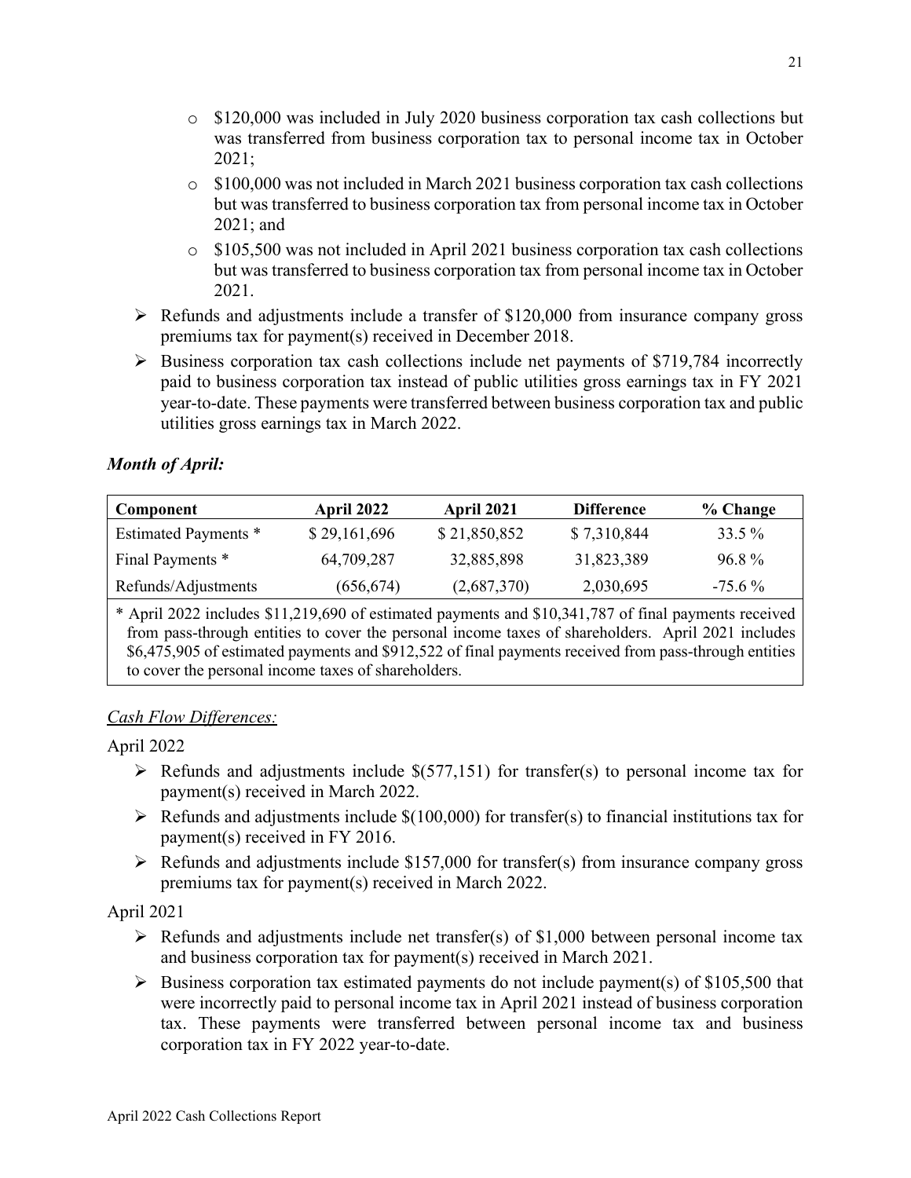- $120,000 was included in July 2020 business corporation tax cash collections but was transferred from business corporation tax to personal income tax in October 2021;
- $100,000 was not included in March 2021 business corporation tax cash collections but was transferred to business corporation tax from personal income tax in October 2021; and
- $105,500 was not included in April 2021 business corporation tax cash collections but was transferred to business corporation tax from personal income tax in October 2021.

- Refunds and adjustments include a transfer of $120,000 from insurance company gross premiums tax for payment(s) received in December 2018.
- Business corporation tax cash collections include net payments of $719,784 incorrectly paid to business corporation tax instead of public utilities gross earnings tax in FY 2021 year-to-date. These payments were transferred between business corporation tax and public utilities gross earnings tax in March 2022.

***Month of April:***

| Component | April 2022 | April 2021 | Difference | % Change |
|---|---|---|---|---|
| Estimated Payments * | $ 29,161,696 | $ 21,850,852 | $ 7,310,844 | 33.5 % |
| Final Payments * | 64,709,287 | 32,885,898 | 31,823,389 | 96.8 % |
| Refunds/Adjustments | (656,674) | (2,687,370) | 2,030,695 | -75.6 % |

\* April 2022 includes $11,219,690 of estimated payments and $10,341,787 of final payments received from pass-through entities to cover the personal income taxes of shareholders. April 2021 includes $6,475,905 of estimated payments and $912,522 of final payments received from pass-through entities to cover the personal income taxes of shareholders.

*Cash Flow Differences:*

April 2022

- Refunds and adjustments include $(577,151) for transfer(s) to personal income tax for payment(s) received in March 2022.
- Refunds and adjustments include $(100,000) for transfer(s) to financial institutions tax for payment(s) received in FY 2016.
- Refunds and adjustments include $157,000 for transfer(s) from insurance company gross premiums tax for payment(s) received in March 2022.

April 2021

- Refunds and adjustments include net transfer(s) of $1,000 between personal income tax and business corporation tax for payment(s) received in March 2021.
- Business corporation tax estimated payments do not include payment(s) of $105,500 that were incorrectly paid to personal income tax in April 2021 instead of business corporation tax. These payments were transferred between personal income tax and business corporation tax in FY 2022 year-to-date.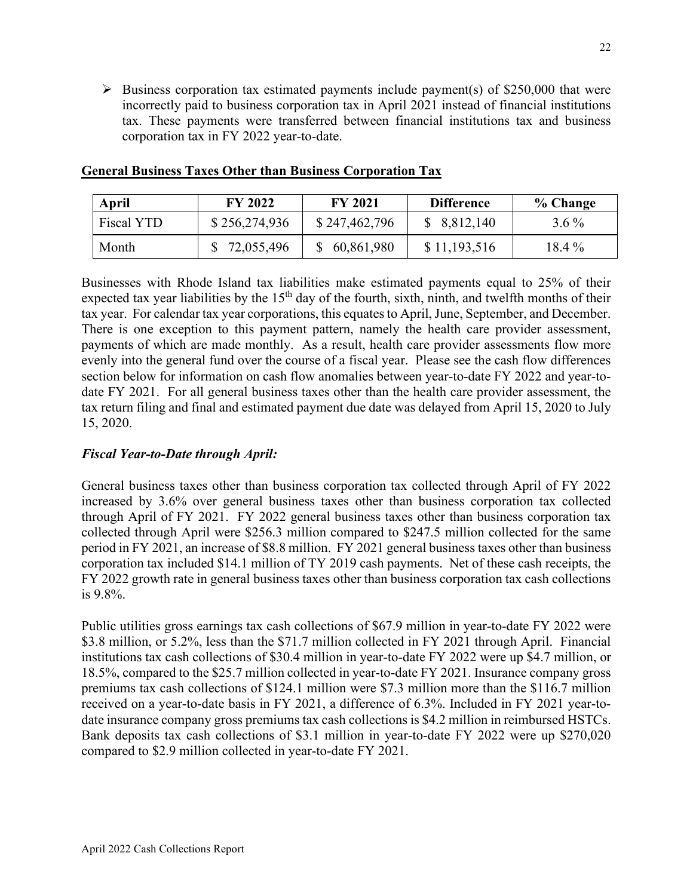- Business corporation tax estimated payments include payment(s) of $250,000 that were incorrectly paid to business corporation tax in April 2021 instead of financial institutions tax. These payments were transferred between financial institutions tax and business corporation tax in FY 2022 year-to-date.

**General Business Taxes Other than Business Corporation Tax**

| April | FY 2022 | FY 2021 | Difference | % Change |
|---|---|---|---|---|
| Fiscal YTD | $ 256,274,936 | $ 247,462,796 | $ 8,812,140 | 3.6 % |
| Month | $ 72,055,496 | $ 60,861,980 | $ 11,193,516 | 18.4 % |

Businesses with Rhode Island tax liabilities make estimated payments equal to 25% of their expected tax year liabilities by the 15th day of the fourth, sixth, ninth, and twelfth months of their tax year. For calendar tax year corporations, this equates to April, June, September, and December. There is one exception to this payment pattern, namely the health care provider assessment, payments of which are made monthly. As a result, health care provider assessments flow more evenly into the general fund over the course of a fiscal year. Please see the cash flow differences section below for information on cash flow anomalies between year-to-date FY 2022 and year-to-date FY 2021. For all general business taxes other than the health care provider assessment, the tax return filing and final and estimated payment due date was delayed from April 15, 2020 to July 15, 2020.

***Fiscal Year-to-Date through April:***

General business taxes other than business corporation tax collected through April of FY 2022 increased by 3.6% over general business taxes other than business corporation tax collected through April of FY 2021. FY 2022 general business taxes other than business corporation tax collected through April were $256.3 million compared to $247.5 million collected for the same period in FY 2021, an increase of $8.8 million. FY 2021 general business taxes other than business corporation tax included $14.1 million of TY 2019 cash payments. Net of these cash receipts, the FY 2022 growth rate in general business taxes other than business corporation tax cash collections is 9.8%.

Public utilities gross earnings tax cash collections of $67.9 million in year-to-date FY 2022 were $3.8 million, or 5.2%, less than the $71.7 million collected in FY 2021 through April. Financial institutions tax cash collections of $30.4 million in year-to-date FY 2022 were up $4.7 million, or 18.5%, compared to the $25.7 million collected in year-to-date FY 2021. Insurance company gross premiums tax cash collections of $124.1 million were $7.3 million more than the $116.7 million received on a year-to-date basis in FY 2021, a difference of 6.3%. Included in FY 2021 year-to-date insurance company gross premiums tax cash collections is $4.2 million in reimbursed HSTCs. Bank deposits tax cash collections of $3.1 million in year-to-date FY 2022 were up $270,020 compared to $2.9 million collected in year-to-date FY 2021.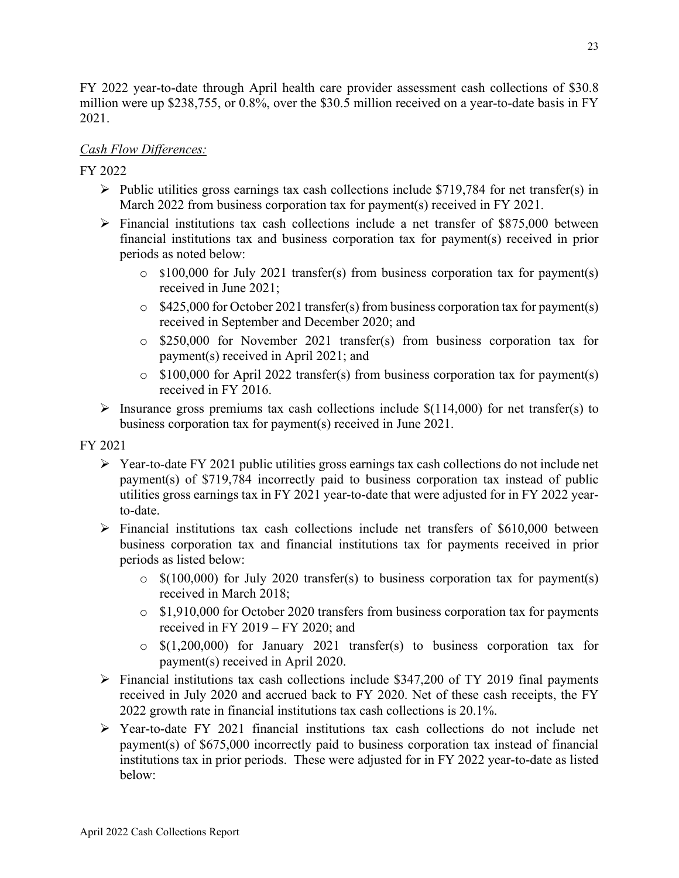FY 2022 year-to-date through April health care provider assessment cash collections of $30.8 million were up $238,755, or 0.8%, over the $30.5 million received on a year-to-date basis in FY 2021.

*Cash Flow Differences:*

FY 2022

- Public utilities gross earnings tax cash collections include $719,784 for net transfer(s) in March 2022 from business corporation tax for payment(s) received in FY 2021.
- Financial institutions tax cash collections include a net transfer of $875,000 between financial institutions tax and business corporation tax for payment(s) received in prior periods as noted below:
  - $100,000 for July 2021 transfer(s) from business corporation tax for payment(s) received in June 2021;
  - $425,000 for October 2021 transfer(s) from business corporation tax for payment(s) received in September and December 2020; and
  - $250,000 for November 2021 transfer(s) from business corporation tax for payment(s) received in April 2021; and
  - $100,000 for April 2022 transfer(s) from business corporation tax for payment(s) received in FY 2016.
- Insurance gross premiums tax cash collections include $(114,000) for net transfer(s) to business corporation tax for payment(s) received in June 2021.

FY 2021

- Year-to-date FY 2021 public utilities gross earnings tax cash collections do not include net payment(s) of $719,784 incorrectly paid to business corporation tax instead of public utilities gross earnings tax in FY 2021 year-to-date that were adjusted for in FY 2022 year-to-date.
- Financial institutions tax cash collections include net transfers of $610,000 between business corporation tax and financial institutions tax for payments received in prior periods as listed below:
  - $(100,000) for July 2020 transfer(s) to business corporation tax for payment(s) received in March 2018;
  - $1,910,000 for October 2020 transfers from business corporation tax for payments received in FY 2019 – FY 2020; and
  - $(1,200,000) for January 2021 transfer(s) to business corporation tax for payment(s) received in April 2020.
- Financial institutions tax cash collections include $347,200 of TY 2019 final payments received in July 2020 and accrued back to FY 2020. Net of these cash receipts, the FY 2022 growth rate in financial institutions tax cash collections is 20.1%.
- Year-to-date FY 2021 financial institutions tax cash collections do not include net payment(s) of $675,000 incorrectly paid to business corporation tax instead of financial institutions tax in prior periods. These were adjusted for in FY 2022 year-to-date as listed below: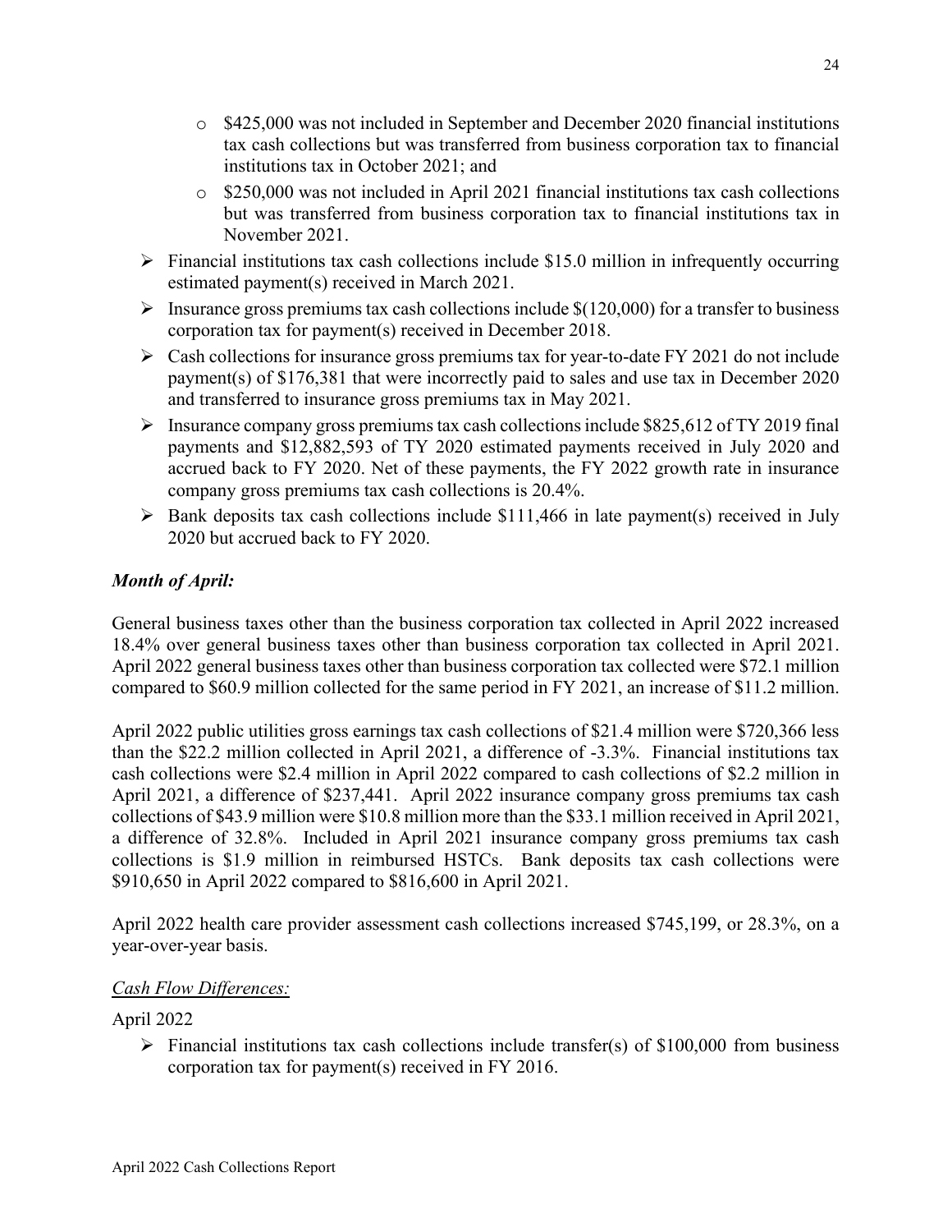- $425,000 was not included in September and December 2020 financial institutions tax cash collections but was transferred from business corporation tax to financial institutions tax in October 2021; and
    - $250,000 was not included in April 2021 financial institutions tax cash collections but was transferred from business corporation tax to financial institutions tax in November 2021.
- Financial institutions tax cash collections include $15.0 million in infrequently occurring estimated payment(s) received in March 2021.
- Insurance gross premiums tax cash collections include $(120,000) for a transfer to business corporation tax for payment(s) received in December 2018.
- Cash collections for insurance gross premiums tax for year-to-date FY 2021 do not include payment(s) of $176,381 that were incorrectly paid to sales and use tax in December 2020 and transferred to insurance gross premiums tax in May 2021.
- Insurance company gross premiums tax cash collections include $825,612 of TY 2019 final payments and $12,882,593 of TY 2020 estimated payments received in July 2020 and accrued back to FY 2020. Net of these payments, the FY 2022 growth rate in insurance company gross premiums tax cash collections is 20.4%.
- Bank deposits tax cash collections include $111,466 in late payment(s) received in July 2020 but accrued back to FY 2020.

***Month of April:***

General business taxes other than the business corporation tax collected in April 2022 increased 18.4% over general business taxes other than business corporation tax collected in April 2021. April 2022 general business taxes other than business corporation tax collected were $72.1 million compared to $60.9 million collected for the same period in FY 2021, an increase of $11.2 million.

April 2022 public utilities gross earnings tax cash collections of $21.4 million were $720,366 less than the $22.2 million collected in April 2021, a difference of -3.3%. Financial institutions tax cash collections were $2.4 million in April 2022 compared to cash collections of $2.2 million in April 2021, a difference of $237,441. April 2022 insurance company gross premiums tax cash collections of $43.9 million were $10.8 million more than the $33.1 million received in April 2021, a difference of 32.8%. Included in April 2021 insurance company gross premiums tax cash collections is $1.9 million in reimbursed HSTCs. Bank deposits tax cash collections were $910,650 in April 2022 compared to $816,600 in April 2021.

April 2022 health care provider assessment cash collections increased $745,199, or 28.3%, on a year-over-year basis.

<u>*Cash Flow Differences:*</u>

April 2022

- Financial institutions tax cash collections include transfer(s) of $100,000 from business corporation tax for payment(s) received in FY 2016.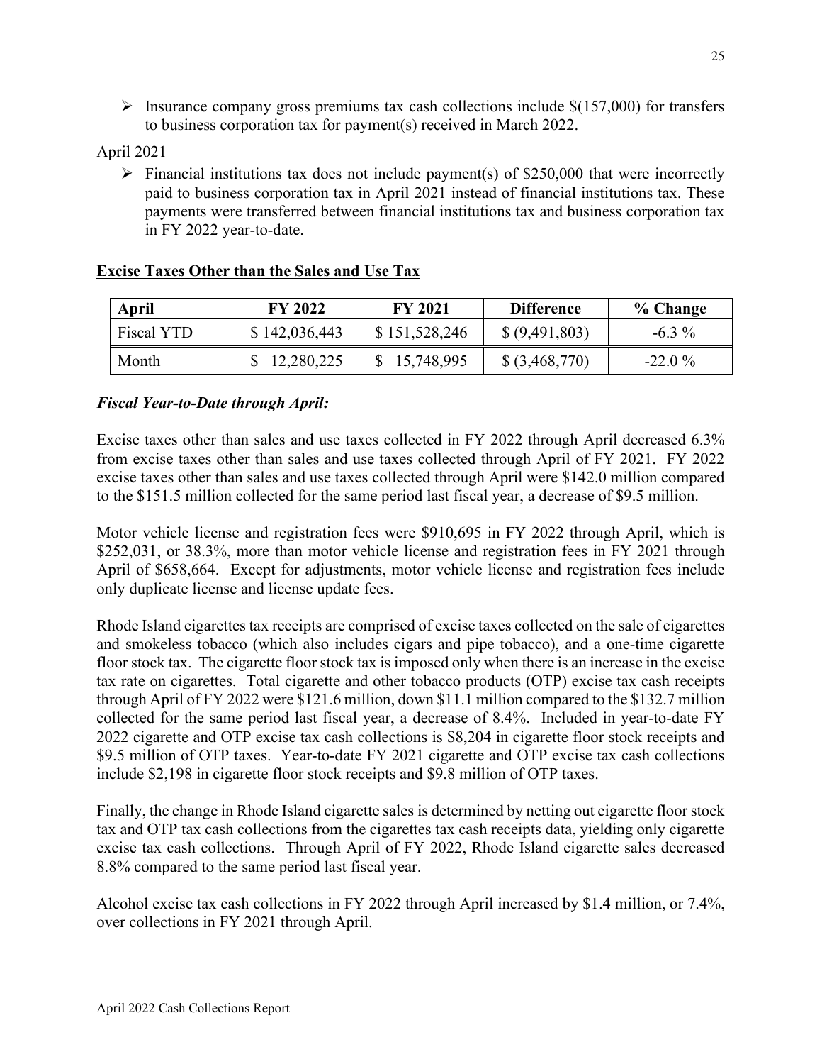- Insurance company gross premiums tax cash collections include $(157,000) for transfers to business corporation tax for payment(s) received in March 2022.

April 2021

- Financial institutions tax does not include payment(s) of $250,000 that were incorrectly paid to business corporation tax in April 2021 instead of financial institutions tax. These payments were transferred between financial institutions tax and business corporation tax in FY 2022 year-to-date.

**<u>Excise Taxes Other than the Sales and Use Tax</u>**

| April | FY 2022 | FY 2021 | Difference | % Change |
|---|---|---|---|---|
| Fiscal YTD | $ 142,036,443 | $ 151,528,246 | $ (9,491,803) | -6.3 % |
| Month | $ 12,280,225 | $ 15,748,995 | $ (3,468,770) | -22.0 % |

***Fiscal Year-to-Date through April:***

Excise taxes other than sales and use taxes collected in FY 2022 through April decreased 6.3% from excise taxes other than sales and use taxes collected through April of FY 2021. FY 2022 excise taxes other than sales and use taxes collected through April were $142.0 million compared to the $151.5 million collected for the same period last fiscal year, a decrease of $9.5 million.

Motor vehicle license and registration fees were $910,695 in FY 2022 through April, which is $252,031, or 38.3%, more than motor vehicle license and registration fees in FY 2021 through April of $658,664. Except for adjustments, motor vehicle license and registration fees include only duplicate license and license update fees.

Rhode Island cigarettes tax receipts are comprised of excise taxes collected on the sale of cigarettes and smokeless tobacco (which also includes cigars and pipe tobacco), and a one-time cigarette floor stock tax. The cigarette floor stock tax is imposed only when there is an increase in the excise tax rate on cigarettes. Total cigarette and other tobacco products (OTP) excise tax cash receipts through April of FY 2022 were $121.6 million, down $11.1 million compared to the $132.7 million collected for the same period last fiscal year, a decrease of 8.4%. Included in year-to-date FY 2022 cigarette and OTP excise tax cash collections is $8,204 in cigarette floor stock receipts and $9.5 million of OTP taxes. Year-to-date FY 2021 cigarette and OTP excise tax cash collections include $2,198 in cigarette floor stock receipts and $9.8 million of OTP taxes.

Finally, the change in Rhode Island cigarette sales is determined by netting out cigarette floor stock tax and OTP tax cash collections from the cigarettes tax cash receipts data, yielding only cigarette excise tax cash collections. Through April of FY 2022, Rhode Island cigarette sales decreased 8.8% compared to the same period last fiscal year.

Alcohol excise tax cash collections in FY 2022 through April increased by $1.4 million, or 7.4%, over collections in FY 2021 through April.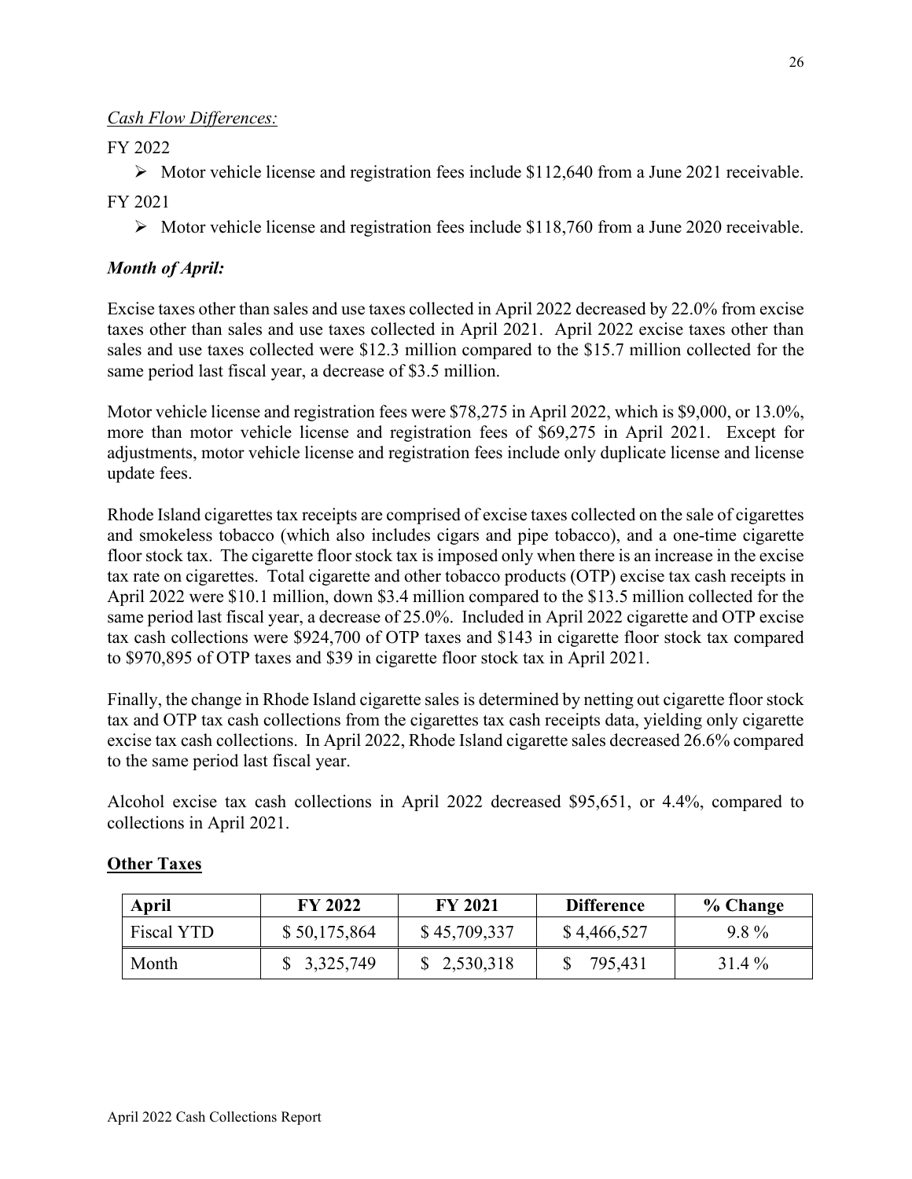*Cash Flow Differences:*

FY 2022

- Motor vehicle license and registration fees include $112,640 from a June 2021 receivable.

FY 2021

- Motor vehicle license and registration fees include $118,760 from a June 2020 receivable.

***Month of April:***

Excise taxes other than sales and use taxes collected in April 2022 decreased by 22.0% from excise taxes other than sales and use taxes collected in April 2021. April 2022 excise taxes other than sales and use taxes collected were $12.3 million compared to the $15.7 million collected for the same period last fiscal year, a decrease of $3.5 million.

Motor vehicle license and registration fees were $78,275 in April 2022, which is $9,000, or 13.0%, more than motor vehicle license and registration fees of $69,275 in April 2021. Except for adjustments, motor vehicle license and registration fees include only duplicate license and license update fees.

Rhode Island cigarettes tax receipts are comprised of excise taxes collected on the sale of cigarettes and smokeless tobacco (which also includes cigars and pipe tobacco), and a one-time cigarette floor stock tax. The cigarette floor stock tax is imposed only when there is an increase in the excise tax rate on cigarettes. Total cigarette and other tobacco products (OTP) excise tax cash receipts in April 2022 were $10.1 million, down $3.4 million compared to the $13.5 million collected for the same period last fiscal year, a decrease of 25.0%. Included in April 2022 cigarette and OTP excise tax cash collections were $924,700 of OTP taxes and $143 in cigarette floor stock tax compared to $970,895 of OTP taxes and $39 in cigarette floor stock tax in April 2021.

Finally, the change in Rhode Island cigarette sales is determined by netting out cigarette floor stock tax and OTP tax cash collections from the cigarettes tax cash receipts data, yielding only cigarette excise tax cash collections. In April 2022, Rhode Island cigarette sales decreased 26.6% compared to the same period last fiscal year.

Alcohol excise tax cash collections in April 2022 decreased $95,651, or 4.4%, compared to collections in April 2021.

## Other Taxes

| April | FY 2022 | FY 2021 | Difference | % Change |
|---|---|---|---|---|
| Fiscal YTD | $ 50,175,864 | $ 45,709,337 | $ 4,466,527 | 9.8 % |
| Month | $ 3,325,749 | $ 2,530,318 | $ 795,431 | 31.4 % |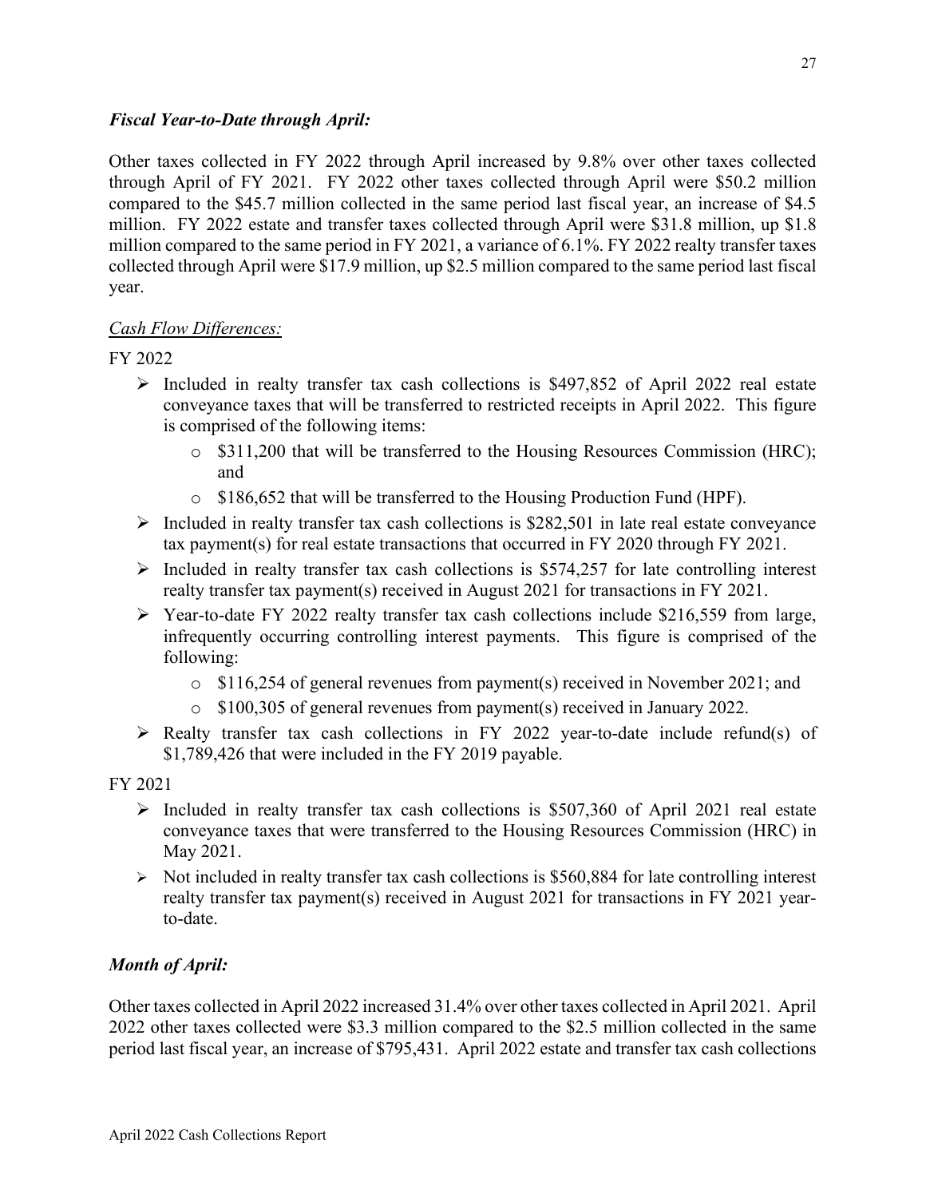***Fiscal Year-to-Date through April:***

Other taxes collected in FY 2022 through April increased by 9.8% over other taxes collected through April of FY 2021. FY 2022 other taxes collected through April were $50.2 million compared to the $45.7 million collected in the same period last fiscal year, an increase of $4.5 million. FY 2022 estate and transfer taxes collected through April were $31.8 million, up $1.8 million compared to the same period in FY 2021, a variance of 6.1%. FY 2022 realty transfer taxes collected through April were $17.9 million, up $2.5 million compared to the same period last fiscal year.

*Cash Flow Differences:*

FY 2022

- Included in realty transfer tax cash collections is $497,852 of April 2022 real estate conveyance taxes that will be transferred to restricted receipts in April 2022. This figure is comprised of the following items:
  - $311,200 that will be transferred to the Housing Resources Commission (HRC); and
  - $186,652 that will be transferred to the Housing Production Fund (HPF).
- Included in realty transfer tax cash collections is $282,501 in late real estate conveyance tax payment(s) for real estate transactions that occurred in FY 2020 through FY 2021.
- Included in realty transfer tax cash collections is $574,257 for late controlling interest realty transfer tax payment(s) received in August 2021 for transactions in FY 2021.
- Year-to-date FY 2022 realty transfer tax cash collections include $216,559 from large, infrequently occurring controlling interest payments. This figure is comprised of the following:
  - $116,254 of general revenues from payment(s) received in November 2021; and
  - $100,305 of general revenues from payment(s) received in January 2022.
- Realty transfer tax cash collections in FY 2022 year-to-date include refund(s) of $1,789,426 that were included in the FY 2019 payable.

FY 2021

- Included in realty transfer tax cash collections is $507,360 of April 2021 real estate conveyance taxes that were transferred to the Housing Resources Commission (HRC) in May 2021.
- Not included in realty transfer tax cash collections is $560,884 for late controlling interest realty transfer tax payment(s) received in August 2021 for transactions in FY 2021 year-to-date.

***Month of April:***

Other taxes collected in April 2022 increased 31.4% over other taxes collected in April 2021. April 2022 other taxes collected were $3.3 million compared to the $2.5 million collected in the same period last fiscal year, an increase of $795,431. April 2022 estate and transfer tax cash collections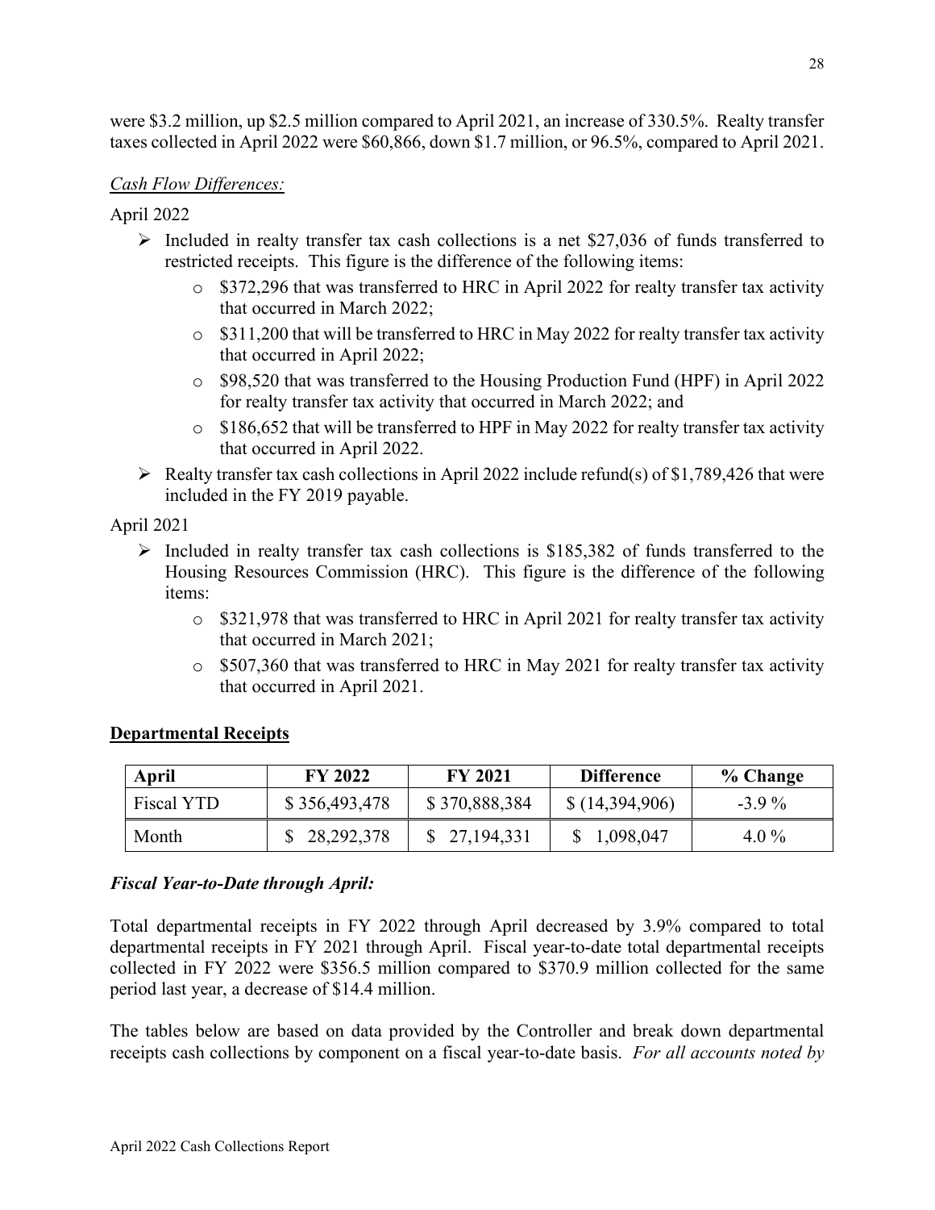were \$3.2 million, up \$2.5 million compared to April 2021, an increase of 330.5%. Realty transfer taxes collected in April 2022 were \$60,866, down \$1.7 million, or 96.5%, compared to April 2021.

*Cash Flow Differences:*

April 2022

- Included in realty transfer tax cash collections is a net \$27,036 of funds transferred to restricted receipts. This figure is the difference of the following items:
  - \$372,296 that was transferred to HRC in April 2022 for realty transfer tax activity that occurred in March 2022;
  - \$311,200 that will be transferred to HRC in May 2022 for realty transfer tax activity that occurred in April 2022;
  - \$98,520 that was transferred to the Housing Production Fund (HPF) in April 2022 for realty transfer tax activity that occurred in March 2022; and
  - \$186,652 that will be transferred to HPF in May 2022 for realty transfer tax activity that occurred in April 2022.
- Realty transfer tax cash collections in April 2022 include refund(s) of \$1,789,426 that were included in the FY 2019 payable.

April 2021

- Included in realty transfer tax cash collections is \$185,382 of funds transferred to the Housing Resources Commission (HRC). This figure is the difference of the following items:
  - \$321,978 that was transferred to HRC in April 2021 for realty transfer tax activity that occurred in March 2021;
  - \$507,360 that was transferred to HRC in May 2021 for realty transfer tax activity that occurred in April 2021.

**Departmental Receipts**

| April | FY 2022 | FY 2021 | Difference | % Change |
|---|---|---|---|---|
| Fiscal YTD | \$ 356,493,478 | \$ 370,888,384 | \$ (14,394,906) | -3.9 % |
| Month | \$ 28,292,378 | \$ 27,194,331 | \$ 1,098,047 | 4.0 % |

***Fiscal Year-to-Date through April:***

Total departmental receipts in FY 2022 through April decreased by 3.9% compared to total departmental receipts in FY 2021 through April. Fiscal year-to-date total departmental receipts collected in FY 2022 were \$356.5 million compared to \$370.9 million collected for the same period last year, a decrease of \$14.4 million.

The tables below are based on data provided by the Controller and break down departmental receipts cash collections by component on a fiscal year-to-date basis. *For all accounts noted by*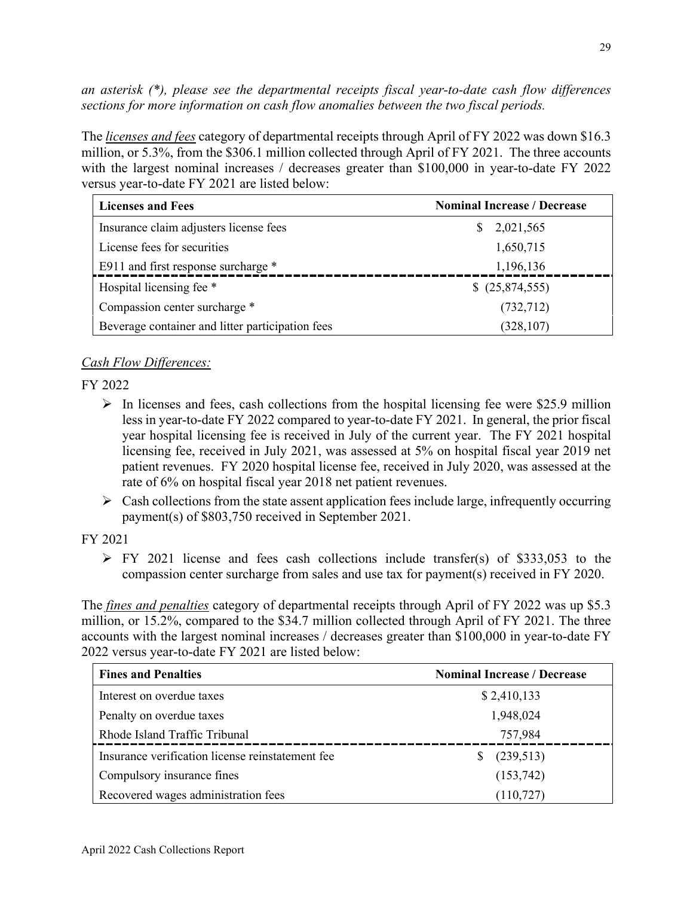*an asterisk (*), please see the departmental receipts fiscal year-to-date cash flow differences sections for more information on cash flow anomalies between the two fiscal periods.*

The ***licenses and fees*** category of departmental receipts through April of FY 2022 was down $16.3 million, or 5.3%, from the $306.1 million collected through April of FY 2021. The three accounts with the largest nominal increases / decreases greater than $100,000 in year-to-date FY 2022 versus year-to-date FY 2021 are listed below:

| Licenses and Fees | Nominal Increase / Decrease |
|---|---|
| Insurance claim adjusters license fees | $ 2,021,565 |
| License fees for securities | 1,650,715 |
| E911 and first response surcharge * | 1,196,136 |
| Hospital licensing fee * | $ (25,874,555) |
| Compassion center surcharge * | (732,712) |
| Beverage container and litter participation fees | (328,107) |

*Cash Flow Differences:*

FY 2022

- In licenses and fees, cash collections from the hospital licensing fee were $25.9 million less in year-to-date FY 2022 compared to year-to-date FY 2021. In general, the prior fiscal year hospital licensing fee is received in July of the current year. The FY 2021 hospital licensing fee, received in July 2021, was assessed at 5% on hospital fiscal year 2019 net patient revenues. FY 2020 hospital license fee, received in July 2020, was assessed at the rate of 6% on hospital fiscal year 2018 net patient revenues.
- Cash collections from the state assent application fees include large, infrequently occurring payment(s) of $803,750 received in September 2021.

FY 2021

- FY 2021 license and fees cash collections include transfer(s) of $333,053 to the compassion center surcharge from sales and use tax for payment(s) received in FY 2020.

The ***fines and penalties*** category of departmental receipts through April of FY 2022 was up $5.3 million, or 15.2%, compared to the $34.7 million collected through April of FY 2021. The three accounts with the largest nominal increases / decreases greater than $100,000 in year-to-date FY 2022 versus year-to-date FY 2021 are listed below:

| Fines and Penalties | Nominal Increase / Decrease |
|---|---|
| Interest on overdue taxes | $ 2,410,133 |
| Penalty on overdue taxes | 1,948,024 |
| Rhode Island Traffic Tribunal | 757,984 |
| Insurance verification license reinstatement fee | $ (239,513) |
| Compulsory insurance fines | (153,742) |
| Recovered wages administration fees | (110,727) |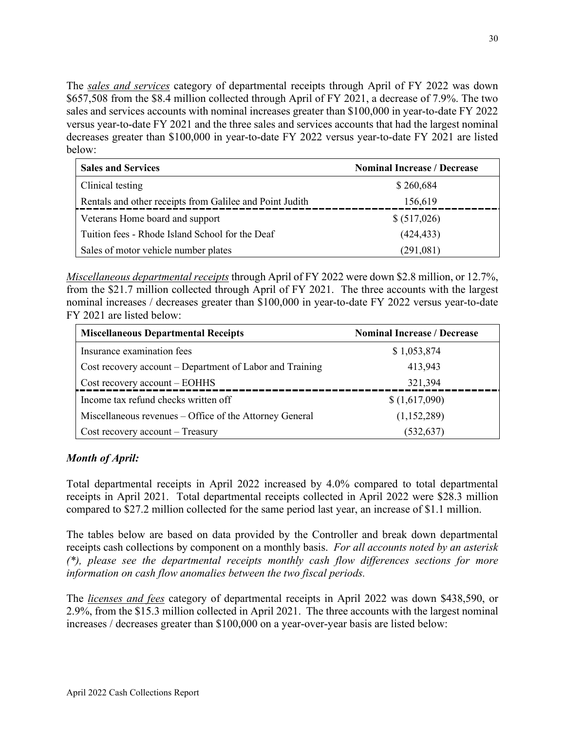The *sales and services* category of departmental receipts through April of FY 2022 was down $657,508 from the $8.4 million collected through April of FY 2021, a decrease of 7.9%. The two sales and services accounts with nominal increases greater than $100,000 in year-to-date FY 2022 versus year-to-date FY 2021 and the three sales and services accounts that had the largest nominal decreases greater than $100,000 in year-to-date FY 2022 versus year-to-date FY 2021 are listed below:

| Sales and Services | Nominal Increase / Decrease |
|---|---|
| Clinical testing | $ 260,684 |
| Rentals and other receipts from Galilee and Point Judith | 156,619 |
| Veterans Home board and support | $ (517,026) |
| Tuition fees - Rhode Island School for the Deaf | (424,433) |
| Sales of motor vehicle number plates | (291,081) |

*Miscellaneous departmental receipts* through April of FY 2022 were down $2.8 million, or 12.7%, from the $21.7 million collected through April of FY 2021. The three accounts with the largest nominal increases / decreases greater than $100,000 in year-to-date FY 2022 versus year-to-date FY 2021 are listed below:

| Miscellaneous Departmental Receipts | Nominal Increase / Decrease |
|---|---|
| Insurance examination fees | $ 1,053,874 |
| Cost recovery account – Department of Labor and Training | 413,943 |
| Cost recovery account – EOHHS | 321,394 |
| Income tax refund checks written off | $ (1,617,090) |
| Miscellaneous revenues – Office of the Attorney General | (1,152,289) |
| Cost recovery account – Treasury | (532,637) |

### *Month of April:*

Total departmental receipts in April 2022 increased by 4.0% compared to total departmental receipts in April 2021. Total departmental receipts collected in April 2022 were $28.3 million compared to $27.2 million collected for the same period last year, an increase of $1.1 million.

The tables below are based on data provided by the Controller and break down departmental receipts cash collections by component on a monthly basis. *For all accounts noted by an asterisk (*), please see the departmental receipts monthly cash flow differences sections for more information on cash flow anomalies between the two fiscal periods.*

The *licenses and fees* category of departmental receipts in April 2022 was down $438,590, or 2.9%, from the $15.3 million collected in April 2021. The three accounts with the largest nominal increases / decreases greater than $100,000 on a year-over-year basis are listed below: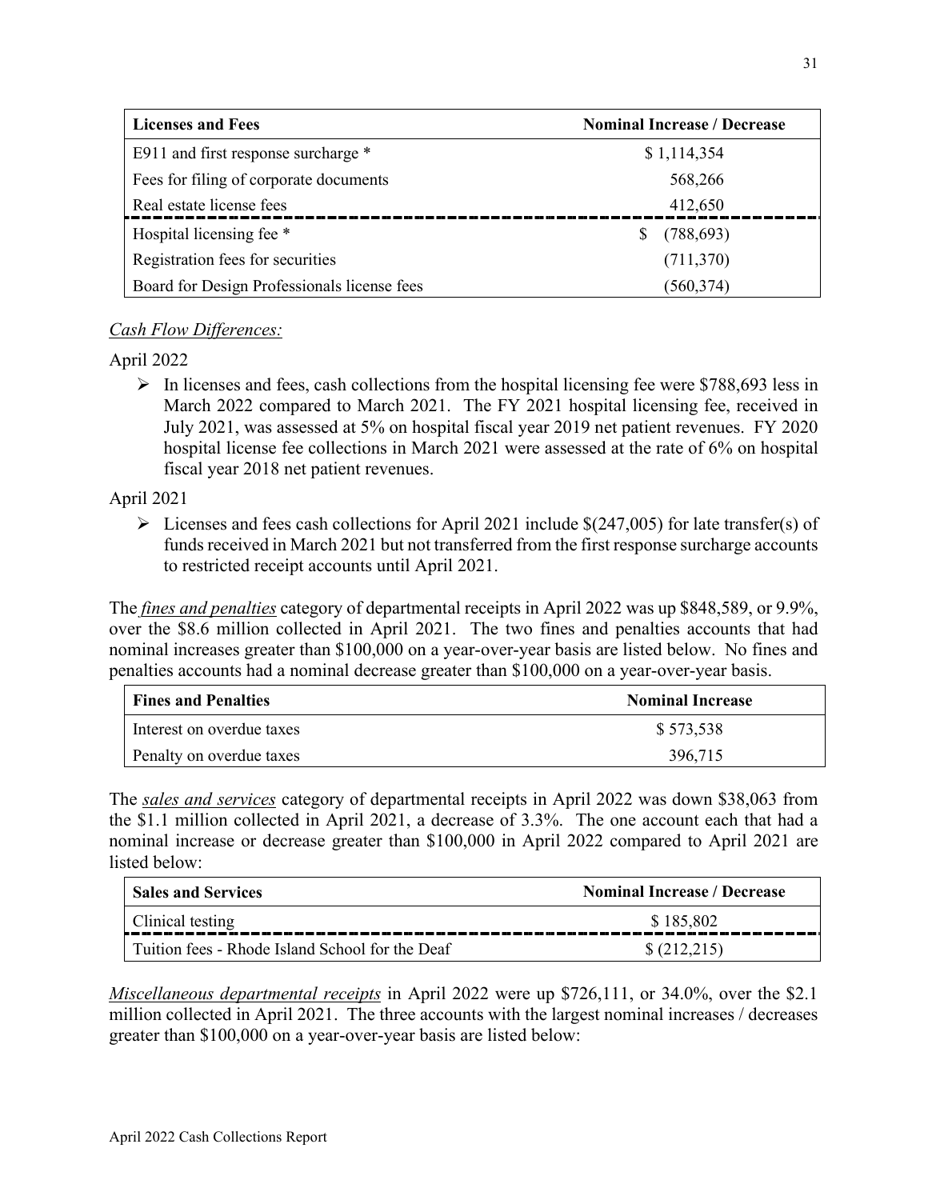| Licenses and Fees | Nominal Increase / Decrease |
| --- | --- |
| E911 and first response surcharge * | $ 1,114,354 |
| Fees for filing of corporate documents | 568,266 |
| Real estate license fees | 412,650 |
| Hospital licensing fee * | $ (788,693) |
| Registration fees for securities | (711,370) |
| Board for Design Professionals license fees | (560,374) |

*Cash Flow Differences:*

April 2022

- In licenses and fees, cash collections from the hospital licensing fee were $788,693 less in March 2022 compared to March 2021. The FY 2021 hospital licensing fee, received in July 2021, was assessed at 5% on hospital fiscal year 2019 net patient revenues. FY 2020 hospital license fee collections in March 2021 were assessed at the rate of 6% on hospital fiscal year 2018 net patient revenues.

April 2021

- Licenses and fees cash collections for April 2021 include $(247,005) for late transfer(s) of funds received in March 2021 but not transferred from the first response surcharge accounts to restricted receipt accounts until April 2021.

The *fines and penalties* category of departmental receipts in April 2022 was up $848,589, or 9.9%, over the $8.6 million collected in April 2021. The two fines and penalties accounts that had nominal increases greater than $100,000 on a year-over-year basis are listed below. No fines and penalties accounts had a nominal decrease greater than $100,000 on a year-over-year basis.

| Fines and Penalties | Nominal Increase |
| --- | --- |
| Interest on overdue taxes | $ 573,538 |
| Penalty on overdue taxes | 396,715 |

The *sales and services* category of departmental receipts in April 2022 was down $38,063 from the $1.1 million collected in April 2021, a decrease of 3.3%. The one account each that had a nominal increase or decrease greater than $100,000 in April 2022 compared to April 2021 are listed below:

| Sales and Services | Nominal Increase / Decrease |
| --- | --- |
| Clinical testing | $ 185,802 |
| Tuition fees - Rhode Island School for the Deaf | $ (212,215) |

*Miscellaneous departmental receipts* in April 2022 were up $726,111, or 34.0%, over the $2.1 million collected in April 2021. The three accounts with the largest nominal increases / decreases greater than $100,000 on a year-over-year basis are listed below: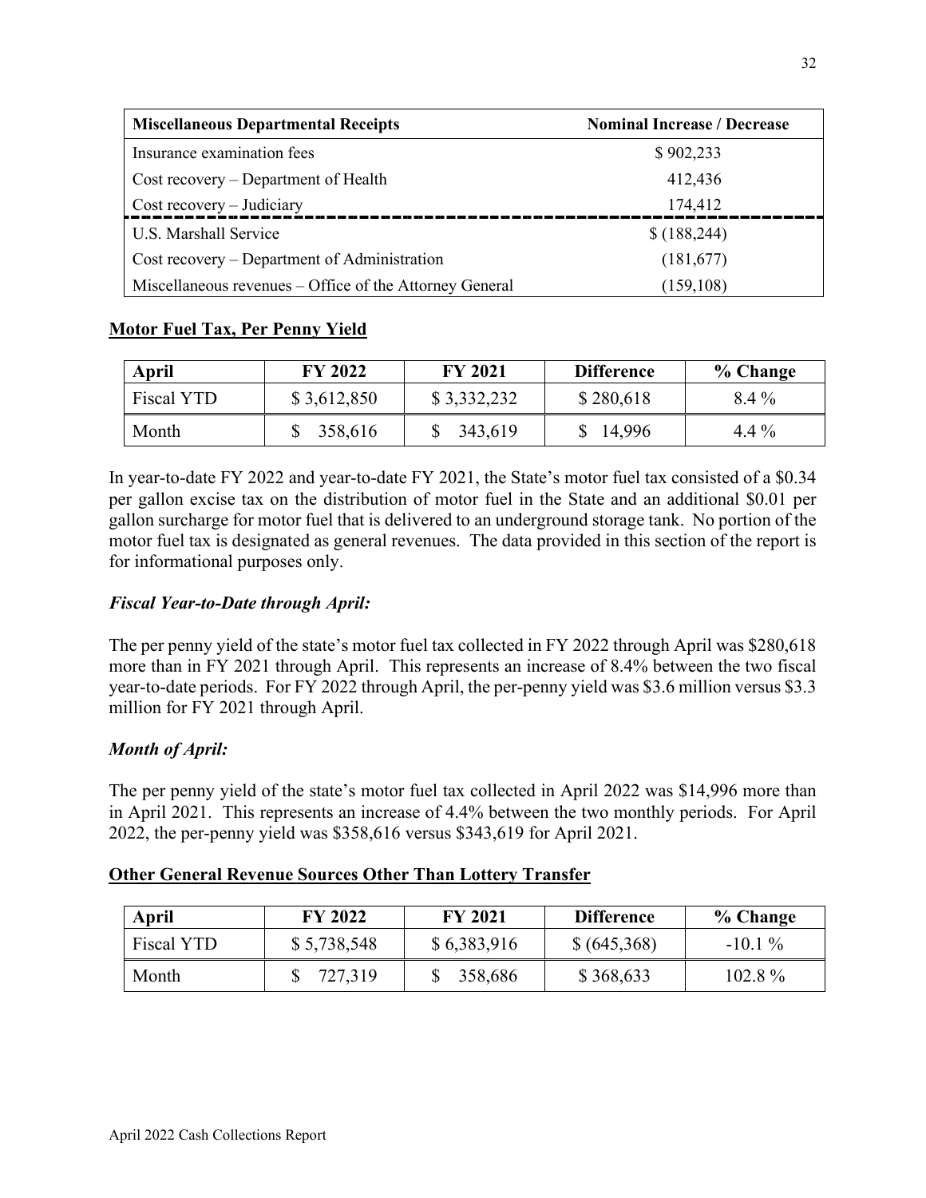| Miscellaneous Departmental Receipts | Nominal Increase / Decrease |
|---|---|
| Insurance examination fees | $ 902,233 |
| Cost recovery – Department of Health | 412,436 |
| Cost recovery – Judiciary | 174,412 |
| U.S. Marshall Service | $ (188,244) |
| Cost recovery – Department of Administration | (181,677) |
| Miscellaneous revenues – Office of the Attorney General | (159,108) |

## Motor Fuel Tax, Per Penny Yield

| April | FY 2022 | FY 2021 | Difference | % Change |
|---|---|---|---|---|
| Fiscal YTD | $ 3,612,850 | $ 3,332,232 | $ 280,618 | 8.4 % |
| Month | $ 358,616 | $ 343,619 | $ 14,996 | 4.4 % |

In year-to-date FY 2022 and year-to-date FY 2021, the State's motor fuel tax consisted of a $0.34 per gallon excise tax on the distribution of motor fuel in the State and an additional $0.01 per gallon surcharge for motor fuel that is delivered to an underground storage tank. No portion of the motor fuel tax is designated as general revenues. The data provided in this section of the report is for informational purposes only.

### *Fiscal Year-to-Date through April:*

The per penny yield of the state's motor fuel tax collected in FY 2022 through April was $280,618 more than in FY 2021 through April. This represents an increase of 8.4% between the two fiscal year-to-date periods. For FY 2022 through April, the per-penny yield was $3.6 million versus $3.3 million for FY 2021 through April.

### *Month of April:*

The per penny yield of the state's motor fuel tax collected in April 2022 was $14,996 more than in April 2021. This represents an increase of 4.4% between the two monthly periods. For April 2022, the per-penny yield was $358,616 versus $343,619 for April 2021.

## Other General Revenue Sources Other Than Lottery Transfer

| April | FY 2022 | FY 2021 | Difference | % Change |
|---|---|---|---|---|
| Fiscal YTD | $ 5,738,548 | $ 6,383,916 | $ (645,368) | -10.1 % |
| Month | $ 727,319 | $ 358,686 | $ 368,633 | 102.8 % |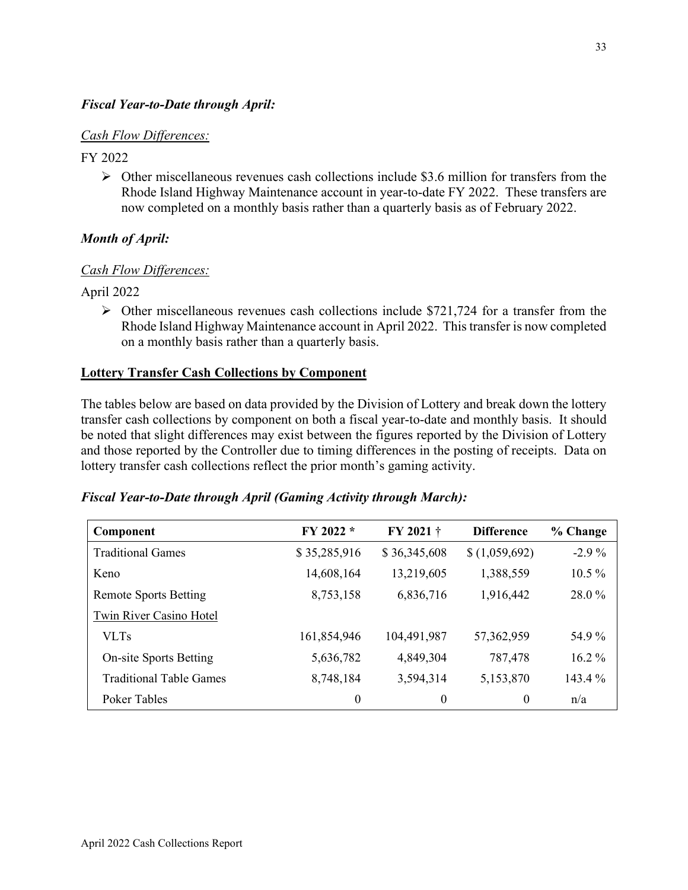***Fiscal Year-to-Date through April:***

*Cash Flow Differences:*

FY 2022

- Other miscellaneous revenues cash collections include $3.6 million for transfers from the Rhode Island Highway Maintenance account in year-to-date FY 2022. These transfers are now completed on a monthly basis rather than a quarterly basis as of February 2022.

***Month of April:***

*Cash Flow Differences:*

April 2022

- Other miscellaneous revenues cash collections include $721,724 for a transfer from the Rhode Island Highway Maintenance account in April 2022. This transfer is now completed on a monthly basis rather than a quarterly basis.

**Lottery Transfer Cash Collections by Component**

The tables below are based on data provided by the Division of Lottery and break down the lottery transfer cash collections by component on both a fiscal year-to-date and monthly basis. It should be noted that slight differences may exist between the figures reported by the Division of Lottery and those reported by the Controller due to timing differences in the posting of receipts. Data on lottery transfer cash collections reflect the prior month's gaming activity.

***Fiscal Year-to-Date through April (Gaming Activity through March):***

| Component | FY 2022 * | FY 2021 † | Difference | % Change |
|---|---|---|---|---|
| Traditional Games | $ 35,285,916 | $ 36,345,608 | $ (1,059,692) | -2.9 % |
| Keno | 14,608,164 | 13,219,605 | 1,388,559 | 10.5 % |
| Remote Sports Betting | 8,753,158 | 6,836,716 | 1,916,442 | 28.0 % |
| Twin River Casino Hotel | | | | |
| VLTs | 161,854,946 | 104,491,987 | 57,362,959 | 54.9 % |
| On-site Sports Betting | 5,636,782 | 4,849,304 | 787,478 | 16.2 % |
| Traditional Table Games | 8,748,184 | 3,594,314 | 5,153,870 | 143.4 % |
| Poker Tables | 0 | 0 | 0 | n/a |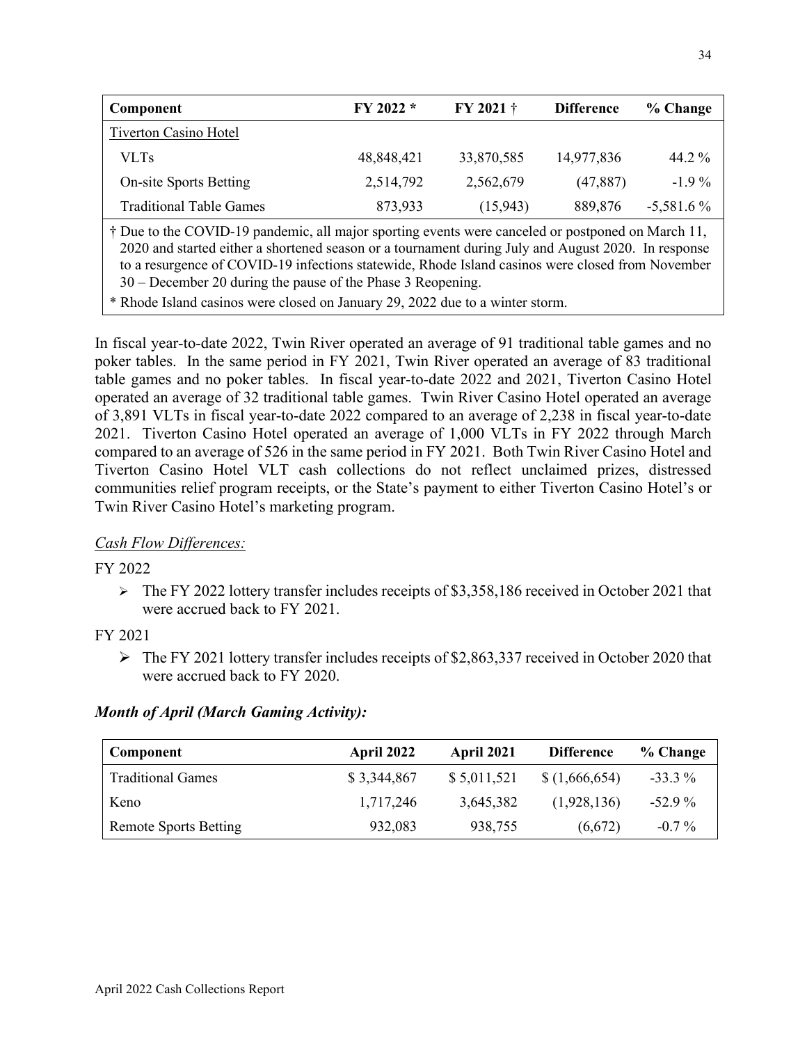| Component | FY 2022 * | FY 2021 † | Difference | % Change |
|---|---|---|---|---|
| Tiverton Casino Hotel | | | | |
| VLTs | 48,848,421 | 33,870,585 | 14,977,836 | 44.2 % |
| On-site Sports Betting | 2,514,792 | 2,562,679 | (47,887) | -1.9 % |
| Traditional Table Games | 873,933 | (15,943) | 889,876 | -5,581.6 % |

† Due to the COVID-19 pandemic, all major sporting events were canceled or postponed on March 11, 2020 and started either a shortened season or a tournament during July and August 2020. In response to a resurgence of COVID-19 infections statewide, Rhode Island casinos were closed from November 30 – December 20 during the pause of the Phase 3 Reopening.

* Rhode Island casinos were closed on January 29, 2022 due to a winter storm.

In fiscal year-to-date 2022, Twin River operated an average of 91 traditional table games and no poker tables. In the same period in FY 2021, Twin River operated an average of 83 traditional table games and no poker tables. In fiscal year-to-date 2022 and 2021, Tiverton Casino Hotel operated an average of 32 traditional table games. Twin River Casino Hotel operated an average of 3,891 VLTs in fiscal year-to-date 2022 compared to an average of 2,238 in fiscal year-to-date 2021. Tiverton Casino Hotel operated an average of 1,000 VLTs in FY 2022 through March compared to an average of 526 in the same period in FY 2021. Both Twin River Casino Hotel and Tiverton Casino Hotel VLT cash collections do not reflect unclaimed prizes, distressed communities relief program receipts, or the State's payment to either Tiverton Casino Hotel's or Twin River Casino Hotel's marketing program.

*Cash Flow Differences:*

FY 2022

- The FY 2022 lottery transfer includes receipts of $3,358,186 received in October 2021 that were accrued back to FY 2021.

FY 2021

- The FY 2021 lottery transfer includes receipts of $2,863,337 received in October 2020 that were accrued back to FY 2020.

***Month of April (March Gaming Activity):***

| Component | April 2022 | April 2021 | Difference | % Change |
|---|---|---|---|---|
| Traditional Games | $ 3,344,867 | $ 5,011,521 | $ (1,666,654) | -33.3 % |
| Keno | 1,717,246 | 3,645,382 | (1,928,136) | -52.9 % |
| Remote Sports Betting | 932,083 | 938,755 | (6,672) | -0.7 % |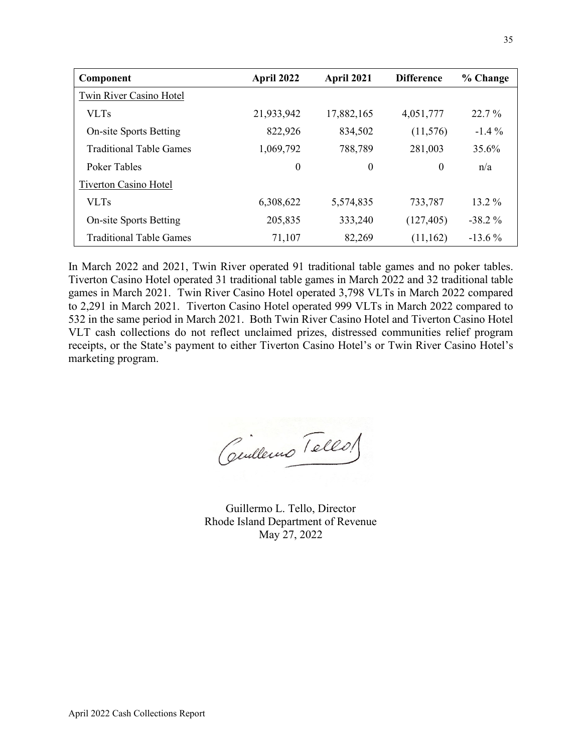| Component | April 2022 | April 2021 | Difference | % Change |
|---|---|---|---|---|
| Twin River Casino Hotel | | | | |
| VLTs | 21,933,942 | 17,882,165 | 4,051,777 | 22.7 % |
| On-site Sports Betting | 822,926 | 834,502 | (11,576) | -1.4 % |
| Traditional Table Games | 1,069,792 | 788,789 | 281,003 | 35.6% |
| Poker Tables | 0 | 0 | 0 | n/a |
| Tiverton Casino Hotel | | | | |
| VLTs | 6,308,622 | 5,574,835 | 733,787 | 13.2 % |
| On-site Sports Betting | 205,835 | 333,240 | (127,405) | -38.2 % |
| Traditional Table Games | 71,107 | 82,269 | (11,162) | -13.6 % |

In March 2022 and 2021, Twin River operated 91 traditional table games and no poker tables. Tiverton Casino Hotel operated 31 traditional table games in March 2022 and 32 traditional table games in March 2021. Twin River Casino Hotel operated 3,798 VLTs in March 2022 compared to 2,291 in March 2021. Tiverton Casino Hotel operated 999 VLTs in March 2022 compared to 532 in the same period in March 2021. Both Twin River Casino Hotel and Tiverton Casino Hotel VLT cash collections do not reflect unclaimed prizes, distressed communities relief program receipts, or the State's payment to either Tiverton Casino Hotel's or Twin River Casino Hotel's marketing program.

Guillermo Tello

Guillermo L. Tello, Director
Rhode Island Department of Revenue
May 27, 2022